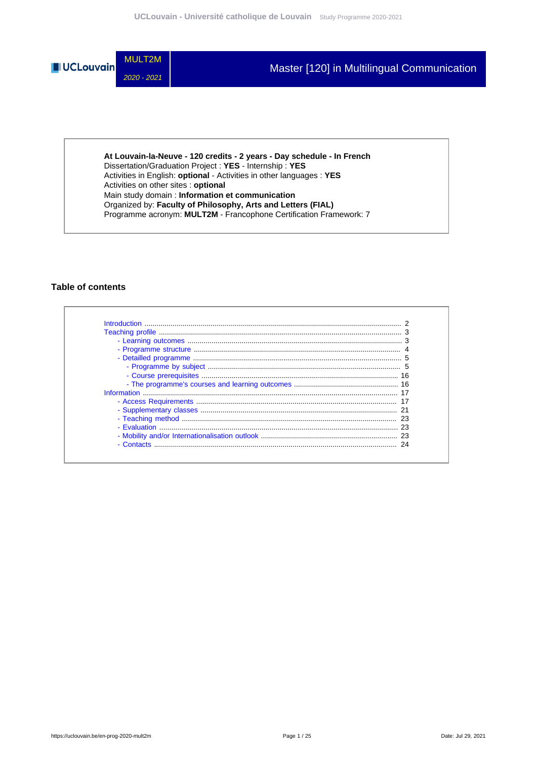MULT2M

*2020 - 2021*

# Master [120] in Multilingual Communication

**At Louvain-la-Neuve - 120 credits - 2 years - Day schedule - In French**
Dissertation/Graduation Project : **YES** - Internship : **YES**
Activities in English: **optional** - Activities in other languages : **YES**
Activities on other sites : **optional**
Main study domain : **Information et communication**
Organized by: **Faculty of Philosophy, Arts and Letters (FIAL)**
Programme acronym: **MULT2M** - Francophone Certification Framework: 7

## Table of contents

- Introduction ..... 2
- Teaching profile ..... 3
  - Learning outcomes ..... 3
  - Programme structure ..... 4
  - Detailled programme ..... 5
    - Programme by subject ..... 5
    - Course prerequisites ..... 16
    - The programme's courses and learning outcomes ..... 16
- Information ..... 17
  - Access Requirements ..... 17
  - Supplementary classes ..... 21
  - Teaching method ..... 23
  - Evaluation ..... 23
  - Mobility and/or Internationalisation outlook ..... 23
  - Contacts ..... 24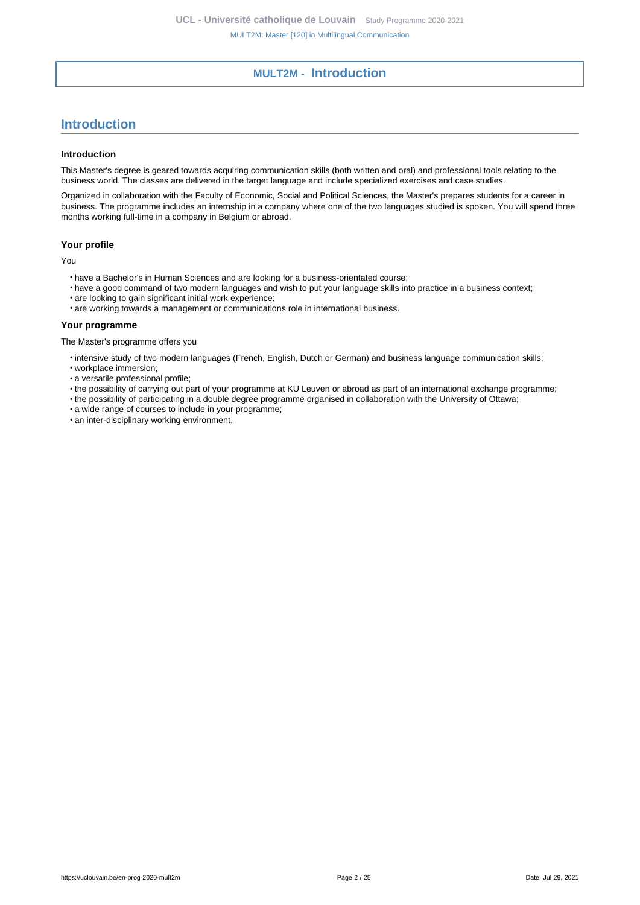# MULT2M - Introduction

## Introduction

### Introduction

This Master's degree is geared towards acquiring communication skills (both written and oral) and professional tools relating to the business world. The classes are delivered in the target language and include specialized exercises and case studies.

Organized in collaboration with the Faculty of Economic, Social and Political Sciences, the Master's prepares students for a career in business. The programme includes an internship in a company where one of the two languages studied is spoken. You will spend three months working full-time in a company in Belgium or abroad.

### Your profile

You

- have a Bachelor's in Human Sciences and are looking for a business-orientated course;
- have a good command of two modern languages and wish to put your language skills into practice in a business context;
- are looking to gain significant initial work experience;
- are working towards a management or communications role in international business.

### Your programme

The Master's programme offers you

- intensive study of two modern languages (French, English, Dutch or German) and business language communication skills;
- workplace immersion;
- a versatile professional profile;
- the possibility of carrying out part of your programme at KU Leuven or abroad as part of an international exchange programme;
- the possibility of participating in a double degree programme organised in collaboration with the University of Ottawa;
- a wide range of courses to include in your programme;
- an inter-disciplinary working environment.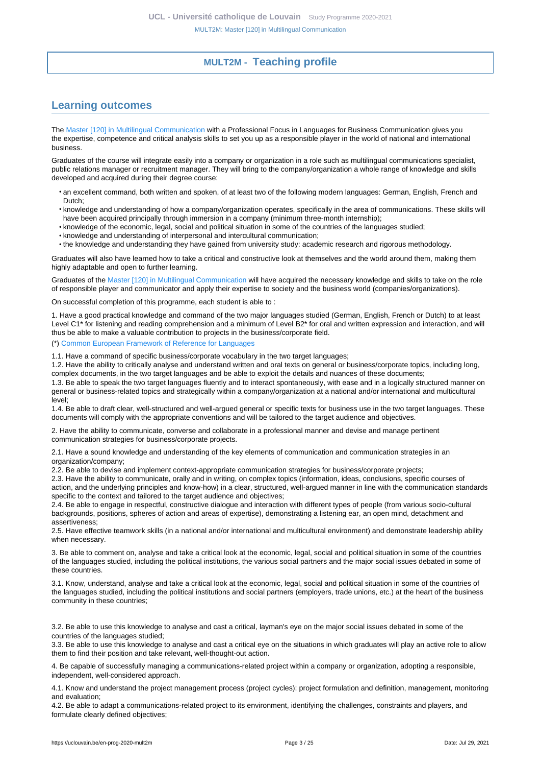# MULT2M - Teaching profile

## Learning outcomes

The Master [120] in Multilingual Communication with a Professional Focus in Languages for Business Communication gives you the expertise, competence and critical analysis skills to set you up as a responsible player in the world of national and international business.

Graduates of the course will integrate easily into a company or organization in a role such as multilingual communications specialist, public relations manager or recruitment manager. They will bring to the company/organization a whole range of knowledge and skills developed and acquired during their degree course:

- an excellent command, both written and spoken, of at least two of the following modern languages: German, English, French and Dutch;
- knowledge and understanding of how a company/organization operates, specifically in the area of communications. These skills will have been acquired principally through immersion in a company (minimum three-month internship);
- knowledge of the economic, legal, social and political situation in some of the countries of the languages studied;
- knowledge and understanding of interpersonal and intercultural communication;
- the knowledge and understanding they have gained from university study: academic research and rigorous methodology.

Graduates will also have learned how to take a critical and constructive look at themselves and the world around them, making them highly adaptable and open to further learning.

Graduates of the Master [120] in Multilingual Communication will have acquired the necessary knowledge and skills to take on the role of responsible player and communicator and apply their expertise to society and the business world (companies/organizations).

On successful completion of this programme, each student is able to :

1. Have a good practical knowledge and command of the two major languages studied (German, English, French or Dutch) to at least Level C1* for listening and reading comprehension and a minimum of Level B2* for oral and written expression and interaction, and will thus be able to make a valuable contribution to projects in the business/corporate field.

(*) Common European Framework of Reference for Languages

1.1. Have a command of specific business/corporate vocabulary in the two target languages;
1.2. Have the ability to critically analyse and understand written and oral texts on general or business/corporate topics, including long, complex documents, in the two target languages and be able to exploit the details and nuances of these documents;
1.3. Be able to speak the two target languages fluently and to interact spontaneously, with ease and in a logically structured manner on general or business-related topics and strategically within a company/organization at a national and/or international and multicultural level;
1.4. Be able to draft clear, well-structured and well-argued general or specific texts for business use in the two target languages. These documents will comply with the appropriate conventions and will be tailored to the target audience and objectives.

2. Have the ability to communicate, converse and collaborate in a professional manner and devise and manage pertinent communication strategies for business/corporate projects.

2.1. Have a sound knowledge and understanding of the key elements of communication and communication strategies in an organization/company;
2.2. Be able to devise and implement context-appropriate communication strategies for business/corporate projects;
2.3. Have the ability to communicate, orally and in writing, on complex topics (information, ideas, conclusions, specific courses of action, and the underlying principles and know-how) in a clear, structured, well-argued manner in line with the communication standards specific to the context and tailored to the target audience and objectives;
2.4. Be able to engage in respectful, constructive dialogue and interaction with different types of people (from various socio-cultural backgrounds, positions, spheres of action and areas of expertise), demonstrating a listening ear, an open mind, detachment and assertiveness;
2.5. Have effective teamwork skills (in a national and/or international and multicultural environment) and demonstrate leadership ability when necessary.

3. Be able to comment on, analyse and take a critical look at the economic, legal, social and political situation in some of the countries of the languages studied, including the political institutions, the various social partners and the major social issues debated in some of these countries.

3.1. Know, understand, analyse and take a critical look at the economic, legal, social and political situation in some of the countries of the languages studied, including the political institutions and social partners (employers, trade unions, etc.) at the heart of the business community in these countries;

3.2. Be able to use this knowledge to analyse and cast a critical, layman's eye on the major social issues debated in some of the countries of the languages studied;
3.3. Be able to use this knowledge to analyse and cast a critical eye on the situations in which graduates will play an active role to allow them to find their position and take relevant, well-thought-out action.

4. Be capable of successfully managing a communications-related project within a company or organization, adopting a responsible, independent, well-considered approach.

4.1. Know and understand the project management process (project cycles): project formulation and definition, management, monitoring and evaluation;
4.2. Be able to adapt a communications-related project to its environment, identifying the challenges, constraints and players, and formulate clearly defined objectives;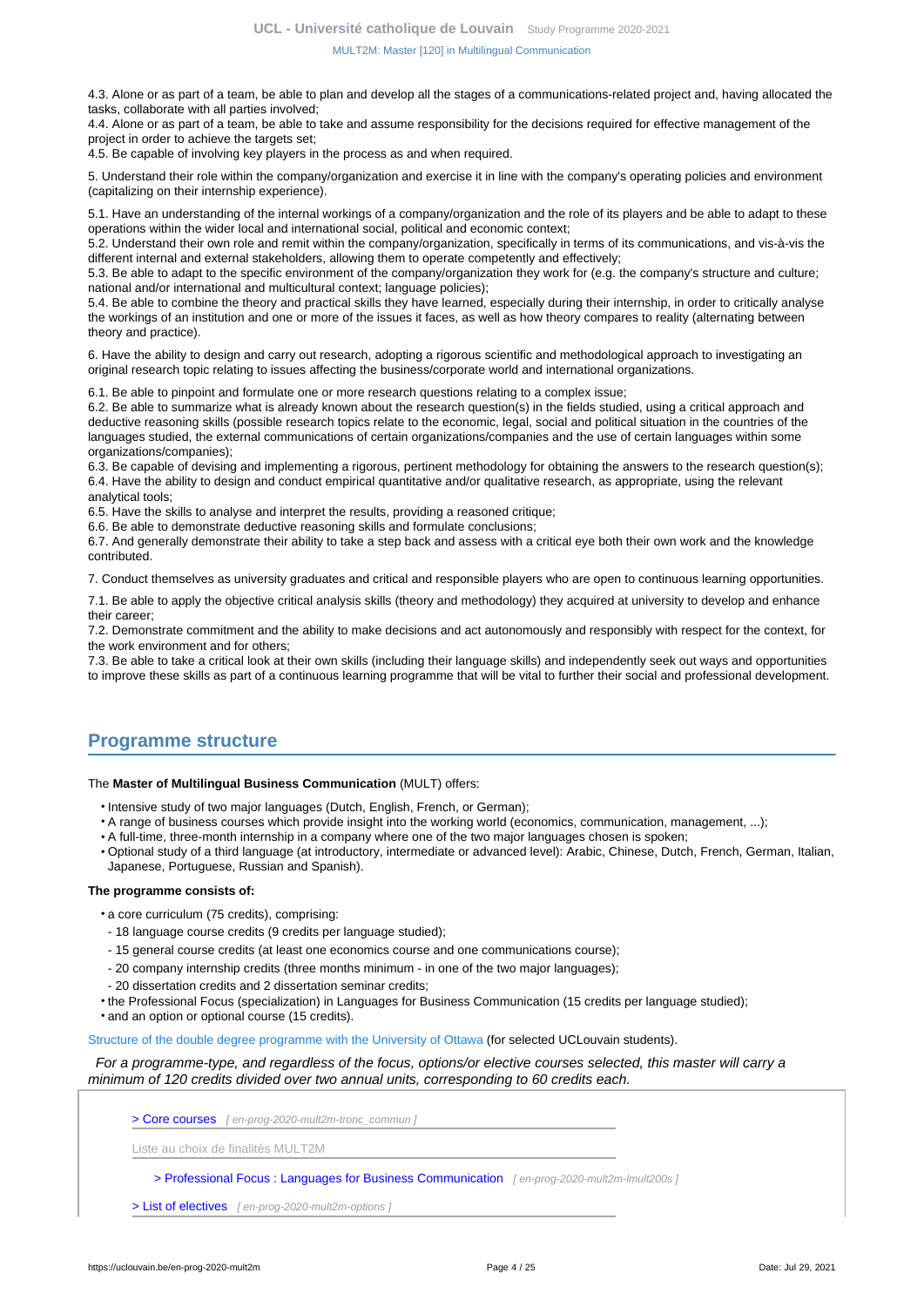4.3. Alone or as part of a team, be able to plan and develop all the stages of a communications-related project and, having allocated the tasks, collaborate with all parties involved;
4.4. Alone or as part of a team, be able to take and assume responsibility for the decisions required for effective management of the project in order to achieve the targets set;
4.5. Be capable of involving key players in the process as and when required.

5. Understand their role within the company/organization and exercise it in line with the company's operating policies and environment (capitalizing on their internship experience).

5.1. Have an understanding of the internal workings of a company/organization and the role of its players and be able to adapt to these operations within the wider local and international social, political and economic context;
5.2. Understand their own role and remit within the company/organization, specifically in terms of its communications, and vis-à-vis the different internal and external stakeholders, allowing them to operate competently and effectively;
5.3. Be able to adapt to the specific environment of the company/organization they work for (e.g. the company's structure and culture; national and/or international and multicultural context; language policies);
5.4. Be able to combine the theory and practical skills they have learned, especially during their internship, in order to critically analyse the workings of an institution and one or more of the issues it faces, as well as how theory compares to reality (alternating between theory and practice).

6. Have the ability to design and carry out research, adopting a rigorous scientific and methodological approach to investigating an original research topic relating to issues affecting the business/corporate world and international organizations.

6.1. Be able to pinpoint and formulate one or more research questions relating to a complex issue;
6.2. Be able to summarize what is already known about the research question(s) in the fields studied, using a critical approach and deductive reasoning skills (possible research topics relate to the economic, legal, social and political situation in the countries of the languages studied, the external communications of certain organizations/companies and the use of certain languages within some organizations/companies);
6.3. Be capable of devising and implementing a rigorous, pertinent methodology for obtaining the answers to the research question(s);
6.4. Have the ability to design and conduct empirical quantitative and/or qualitative research, as appropriate, using the relevant analytical tools;
6.5. Have the skills to analyse and interpret the results, providing a reasoned critique;
6.6. Be able to demonstrate deductive reasoning skills and formulate conclusions;
6.7. And generally demonstrate their ability to take a step back and assess with a critical eye both their own work and the knowledge contributed.

7. Conduct themselves as university graduates and critical and responsible players who are open to continuous learning opportunities.

7.1. Be able to apply the objective critical analysis skills (theory and methodology) they acquired at university to develop and enhance their career;
7.2. Demonstrate commitment and the ability to make decisions and act autonomously and responsibly with respect for the context, for the work environment and for others;
7.3. Be able to take a critical look at their own skills (including their language skills) and independently seek out ways and opportunities to improve these skills as part of a continuous learning programme that will be vital to further their social and professional development.

## Programme structure

The **Master of Multilingual Business Communication** (MULT) offers:

- Intensive study of two major languages (Dutch, English, French, or German);
- A range of business courses which provide insight into the working world (economics, communication, management, ...);
- A full-time, three-month internship in a company where one of the two major languages chosen is spoken;
- Optional study of a third language (at introductory, intermediate or advanced level): Arabic, Chinese, Dutch, French, German, Italian, Japanese, Portuguese, Russian and Spanish).

**The programme consists of:**

- a core curriculum (75 credits), comprising:
  - 18 language course credits (9 credits per language studied);
  - 15 general course credits (at least one economics course and one communications course);
  - 20 company internship credits (three months minimum - in one of the two major languages);
  - 20 dissertation credits and 2 dissertation seminar credits;
- the Professional Focus (specialization) in Languages for Business Communication (15 credits per language studied);
- and an option or optional course (15 credits).

Structure of the double degree programme with the University of Ottawa (for selected UCLouvain students).

*For a programme-type, and regardless of the focus, options/or elective courses selected, this master will carry a minimum of 120 credits divided over two annual units, corresponding to 60 credits each.*

> Core courses [ en-prog-2020-mult2m-tronc_commun ]

Liste au choix de finalités MULT2M

> Professional Focus : Languages for Business Communication [ en-prog-2020-mult2m-lmult200s ]

> List of electives [ en-prog-2020-mult2m-options ]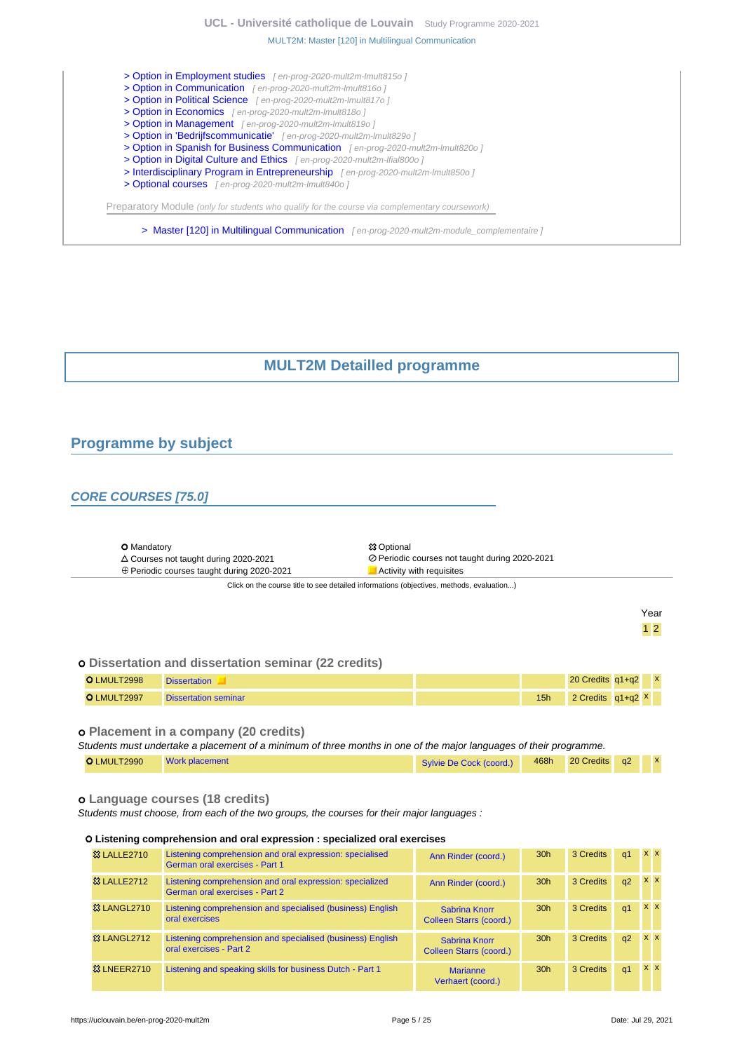- > Option in Employment studies [ en-prog-2020-mult2m-lmult815o ]
- > Option in Communication [ en-prog-2020-mult2m-lmult816o ]
- > Option in Political Science [ en-prog-2020-mult2m-lmult817o ]
- > Option in Economics [ en-prog-2020-mult2m-lmult818o ]
- > Option in Management [ en-prog-2020-mult2m-lmult819o ]
- > Option in 'Bedrijfscommunicatie' [ en-prog-2020-mult2m-lmult829o ]
- > Option in Spanish for Business Communication [ en-prog-2020-mult2m-lmult820o ]
- > Option in Digital Culture and Ethics [ en-prog-2020-mult2m-lfial800o ]
- > Interdisciplinary Program in Entrepreneurship [ en-prog-2020-mult2m-lmult850o ]
- > Optional courses [ en-prog-2020-mult2m-lmult840o ]

Preparatory Module *(only for students who qualify for the course via complementary coursework)*

- > Master [120] in Multilingual Communication [ en-prog-2020-mult2m-module_complementaire ]

# MULT2M Detailled programme

## Programme by subject

### *CORE COURSES [75.0]*

| | |
|---|---|
| O Mandatory | ✧ Optional |
| △ Courses not taught during 2020-2021 | ⊘ Periodic courses not taught during 2020-2021 |
| ⊕ Periodic courses taught during 2020-2021 | ■ Activity with requisites |

Click on the course title to see detailed informations (objectives, methods, evaluation...)

#### o Dissertation and dissertation seminar (22 credits)

| Code | Course | Coordinator | Hours | Credits | Quadrimester | Year 1 | Year 2 |
|---|---|---|---|---|---|---|---|
| O LMULT2998 | Dissertation ■ | | | 20 Credits | q1+q2 | | x |
| O LMULT2997 | Dissertation seminar | | 15h | 2 Credits | q1+q2 | x | |

#### o Placement in a company (20 credits)

*Students must undertake a placement of a minimum of three months in one of the major languages of their programme.*

| Code | Course | Coordinator | Hours | Credits | Quadrimester | Year 1 | Year 2 |
|---|---|---|---|---|---|---|---|
| O LMULT2990 | Work placement | Sylvie De Cock (coord.) | 468h | 20 Credits | q2 | | x |

#### o Language courses (18 credits)

*Students must choose, from each of the two groups, the courses for their major languages :*

**O Listening comprehension and oral expression : specialized oral exercises**

| Code | Course | Coordinator | Hours | Credits | Quadrimester | Year 1 | Year 2 |
|---|---|---|---|---|---|---|---|
| ✧ LALLE2710 | Listening comprehension and oral expression: specialised German oral exercises - Part 1 | Ann Rinder (coord.) | 30h | 3 Credits | q1 | x | x |
| ✧ LALLE2712 | Listening comprehension and oral expression: specialized German oral exercises - Part 2 | Ann Rinder (coord.) | 30h | 3 Credits | q2 | x | x |
| ✧ LANGL2710 | Listening comprehension and specialised (business) English oral exercises | Sabrina Knorr Colleen Starrs (coord.) | 30h | 3 Credits | q1 | x | x |
| ✧ LANGL2712 | Listening comprehension and specialised (business) English oral exercises - Part 2 | Sabrina Knorr Colleen Starrs (coord.) | 30h | 3 Credits | q2 | x | x |
| ✧ LNEER2710 | Listening and speaking skills for business Dutch - Part 1 | Marianne Verhaert (coord.) | 30h | 3 Credits | q1 | x | x |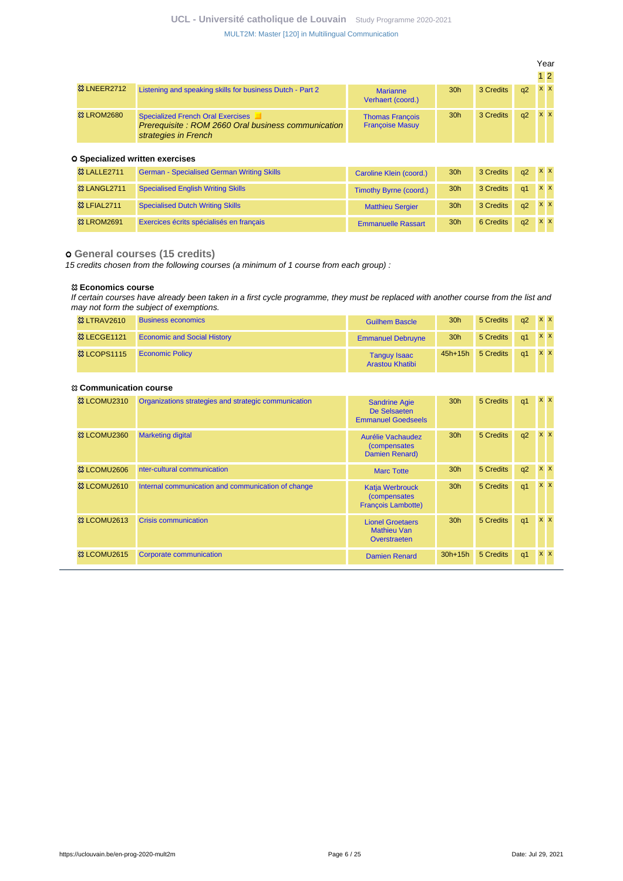| | | | | | | Year | |
|---|---|---|---|---|---|---|---|
| | | | | | | 1 | 2 |
| ꕥ LNEER2712 | Listening and speaking skills for business Dutch - Part 2 | Marianne Verhaert (coord.) | 30h | 3 Credits | q2 | x | x |
| ꕥ LROM2680 | Specialized French Oral Exercises *Prerequisite : ROM 2660 Oral business communication strategies in French* | Thomas François Françoise Masuy | 30h | 3 Credits | q2 | x | x |

**Specialized written exercises**

| | | | | | | | |
|---|---|---|---|---|---|---|---|
| ꕥ LALLE2711 | German - Specialised German Writing Skills | Caroline Klein (coord.) | 30h | 3 Credits | q2 | x | x |
| ꕥ LANGL2711 | Specialised English Writing Skills | Timothy Byrne (coord.) | 30h | 3 Credits | q1 | x | x |
| ꕥ LFIAL2711 | Specialised Dutch Writing Skills | Matthieu Sergier | 30h | 3 Credits | q2 | x | x |
| ꕥ LROM2691 | Exercices écrits spécialisés en français | Emmanuelle Rassart | 30h | 6 Credits | q2 | x | x |

## General courses (15 credits)

*15 credits chosen from the following courses (a minimum of 1 course from each group) :*

**Economics course**

*If certain courses have already been taken in a first cycle programme, they must be replaced with another course from the list and may not form the subject of exemptions.*

| | | | | | | | |
|---|---|---|---|---|---|---|---|
| ꕥ LTRAV2610 | Business economics | Guilhem Bascle | 30h | 5 Credits | q2 | x | x |
| ꕥ LECGE1121 | Economic and Social History | Emmanuel Debruyne | 30h | 5 Credits | q1 | x | x |
| ꕥ LCOPS1115 | Economic Policy | Tanguy Isaac Arastou Khatibi | 45h+15h | 5 Credits | q1 | x | x |

**Communication course**

| | | | | | | | |
|---|---|---|---|---|---|---|---|
| ꕥ LCOMU2310 | Organizations strategies and strategic communication | Sandrine Agie De Selsaeten Emmanuel Goedseels | 30h | 5 Credits | q1 | x | x |
| ꕥ LCOMU2360 | Marketing digital | Aurélie Vachaudez (compensates Damien Renard) | 30h | 5 Credits | q2 | x | x |
| ꕥ LCOMU2606 | nter-cultural communication | Marc Totte | 30h | 5 Credits | q2 | x | x |
| ꕥ LCOMU2610 | Internal communication and communication of change | Katja Werbrouck (compensates François Lambotte) | 30h | 5 Credits | q1 | x | x |
| ꕥ LCOMU2613 | Crisis communication | Lionel Groetaers Mathieu Van Overstraeten | 30h | 5 Credits | q1 | x | x |
| ꕥ LCOMU2615 | Corporate communication | Damien Renard | 30h+15h | 5 Credits | q1 | x | x |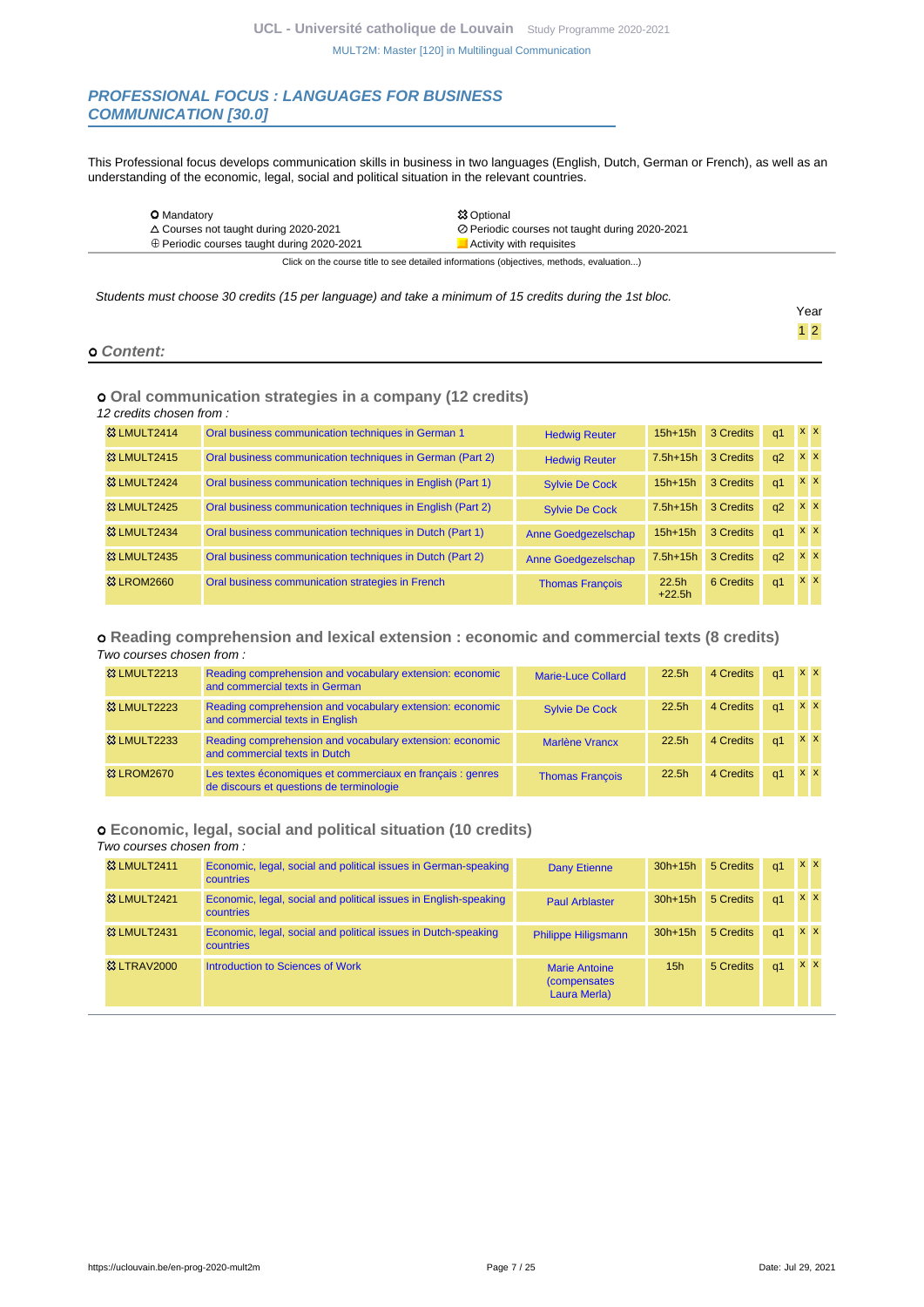## PROFESSIONAL FOCUS : LANGUAGES FOR BUSINESS COMMUNICATION [30.0]

This Professional focus develops communication skills in business in two languages (English, Dutch, German or French), as well as an understanding of the economic, legal, social and political situation in the relevant countries.

| | |
|---|---|
| ⭘ Mandatory | ☒ Optional |
| △ Courses not taught during 2020-2021 | ⊘ Periodic courses not taught during 2020-2021 |
| ⊕ Periodic courses taught during 2020-2021 | Activity with requisites |

Click on the course title to see detailed informations (objectives, methods, evaluation...)

*Students must choose 30 credits (15 per language) and take a minimum of 15 credits during the 1st bloc.*

### ⭘ Content:

#### ⭘ Oral communication strategies in a company (12 credits)

*12 credits chosen from :*

| Code | Title | Teacher | Hours | Credits | Quadrimester | Year 1 | Year 2 |
|---|---|---|---|---|---|---|---|
| ☒ LMULT2414 | Oral business communication techniques in German 1 | Hedwig Reuter | 15h+15h | 3 Credits | q1 | x | x |
| ☒ LMULT2415 | Oral business communication techniques in German (Part 2) | Hedwig Reuter | 7.5h+15h | 3 Credits | q2 | x | x |
| ☒ LMULT2424 | Oral business communication techniques in English (Part 1) | Sylvie De Cock | 15h+15h | 3 Credits | q1 | x | x |
| ☒ LMULT2425 | Oral business communication techniques in English (Part 2) | Sylvie De Cock | 7.5h+15h | 3 Credits | q2 | x | x |
| ☒ LMULT2434 | Oral business communication techniques in Dutch (Part 1) | Anne Goedgezelschap | 15h+15h | 3 Credits | q1 | x | x |
| ☒ LMULT2435 | Oral business communication techniques in Dutch (Part 2) | Anne Goedgezelschap | 7.5h+15h | 3 Credits | q2 | x | x |
| ☒ LROM2660 | Oral business communication strategies in French | Thomas François | 22.5h +22.5h | 6 Credits | q1 | x | x |

#### ⭘ Reading comprehension and lexical extension : economic and commercial texts (8 credits)

*Two courses chosen from :*

| Code | Title | Teacher | Hours | Credits | Quadrimester | Year 1 | Year 2 |
|---|---|---|---|---|---|---|---|
| ☒ LMULT2213 | Reading comprehension and vocabulary extension: economic and commercial texts in German | Marie-Luce Collard | 22.5h | 4 Credits | q1 | x | x |
| ☒ LMULT2223 | Reading comprehension and vocabulary extension: economic and commercial texts in English | Sylvie De Cock | 22.5h | 4 Credits | q1 | x | x |
| ☒ LMULT2233 | Reading comprehension and vocabulary extension: economic and commercial texts in Dutch | Marlène Vrancx | 22.5h | 4 Credits | q1 | x | x |
| ☒ LROM2670 | Les textes économiques et commerciaux en français : genres de discours et questions de terminologie | Thomas François | 22.5h | 4 Credits | q1 | x | x |

#### ⭘ Economic, legal, social and political situation (10 credits)

*Two courses chosen from :*

| Code | Title | Teacher | Hours | Credits | Quadrimester | Year 1 | Year 2 |
|---|---|---|---|---|---|---|---|
| ☒ LMULT2411 | Economic, legal, social and political issues in German-speaking countries | Dany Etienne | 30h+15h | 5 Credits | q1 | x | x |
| ☒ LMULT2421 | Economic, legal, social and political issues in English-speaking countries | Paul Arblaster | 30h+15h | 5 Credits | q1 | x | x |
| ☒ LMULT2431 | Economic, legal, social and political issues in Dutch-speaking countries | Philippe Hiligsmann | 30h+15h | 5 Credits | q1 | x | x |
| ☒ LTRAV2000 | Introduction to Sciences of Work | Marie Antoine (compensates Laura Merla) | 15h | 5 Credits | q1 | x | x |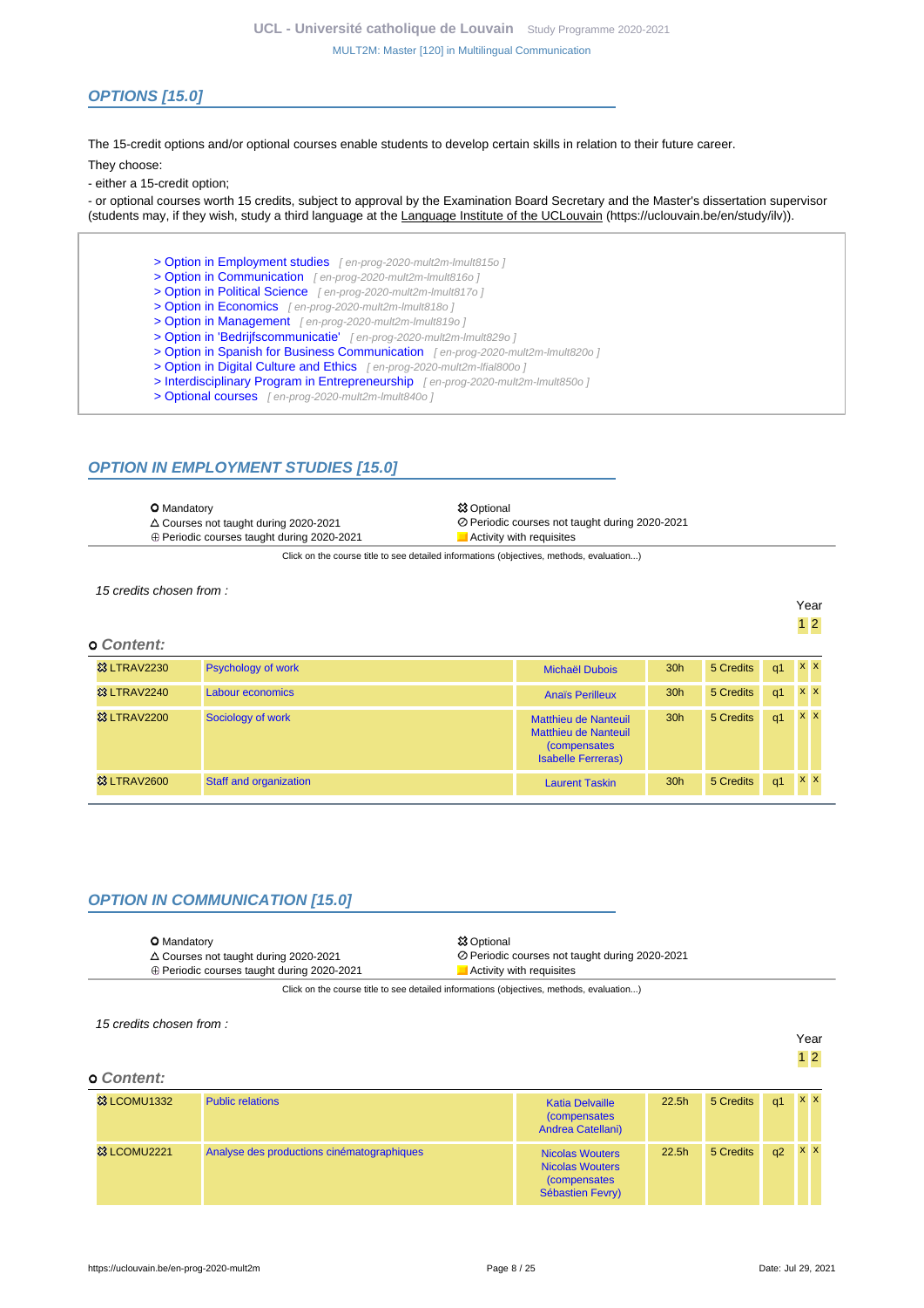## OPTIONS [15.0]

The 15-credit options and/or optional courses enable students to develop certain skills in relation to their future career.

They choose:

- either a 15-credit option;

- or optional courses worth 15 credits, subject to approval by the Examination Board Secretary and the Master's dissertation supervisor (students may, if they wish, study a third language at the Language Institute of the UCLouvain (https://uclouvain.be/en/study/ilv)).

> Option in Employment studies [ en-prog-2020-mult2m-lmult815o ]
> Option in Communication [ en-prog-2020-mult2m-lmult816o ]
> Option in Political Science [ en-prog-2020-mult2m-lmult817o ]
> Option in Economics [ en-prog-2020-mult2m-lmult818o ]
> Option in Management [ en-prog-2020-mult2m-lmult819o ]
> Option in 'Bedrijfscommunicatie' [ en-prog-2020-mult2m-lmult829o ]
> Option in Spanish for Business Communication [ en-prog-2020-mult2m-lmult820o ]
> Option in Digital Culture and Ethics [ en-prog-2020-mult2m-lfial800o ]
> Interdisciplinary Program in Entrepreneurship [ en-prog-2020-mult2m-lmult850o ]
> Optional courses [ en-prog-2020-mult2m-lmult840o ]

## OPTION IN EMPLOYMENT STUDIES [15.0]

- O Mandatory
- ☼ Optional
- △ Courses not taught during 2020-2021
- ⊘ Periodic courses not taught during 2020-2021
- ⊕ Periodic courses taught during 2020-2021
- Activity with requisites

Click on the course title to see detailed informations (objectives, methods, evaluation...)

*15 credits chosen from :*

**Content:**

| Code | Title | Teacher | Hours | Credits | Quadrimester | Year 1 | Year 2 |
|---|---|---|---|---|---|---|---|
| ☼ LTRAV2230 | Psychology of work | Michaël Dubois | 30h | 5 Credits | q1 | x | x |
| ☼ LTRAV2240 | Labour economics | Anaïs Perilleux | 30h | 5 Credits | q1 | x | x |
| ☼ LTRAV2200 | Sociology of work | Matthieu de Nanteuil Matthieu de Nanteuil (compensates Isabelle Ferreras) | 30h | 5 Credits | q1 | x | x |
| ☼ LTRAV2600 | Staff and organization | Laurent Taskin | 30h | 5 Credits | q1 | x | x |

## OPTION IN COMMUNICATION [15.0]

- O Mandatory
- ☼ Optional
- △ Courses not taught during 2020-2021
- ⊘ Periodic courses not taught during 2020-2021
- ⊕ Periodic courses taught during 2020-2021
- Activity with requisites

Click on the course title to see detailed informations (objectives, methods, evaluation...)

*15 credits chosen from :*

**Content:**

| Code | Title | Teacher | Hours | Credits | Quadrimester | Year 1 | Year 2 |
|---|---|---|---|---|---|---|---|
| ☼ LCOMU1332 | Public relations | Katia Delvaille (compensates Andrea Catellani) | 22.5h | 5 Credits | q1 | x | x |
| ☼ LCOMU2221 | Analyse des productions cinématographiques | Nicolas Wouters Nicolas Wouters (compensates Sébastien Fevry) | 22.5h | 5 Credits | q2 | x | x |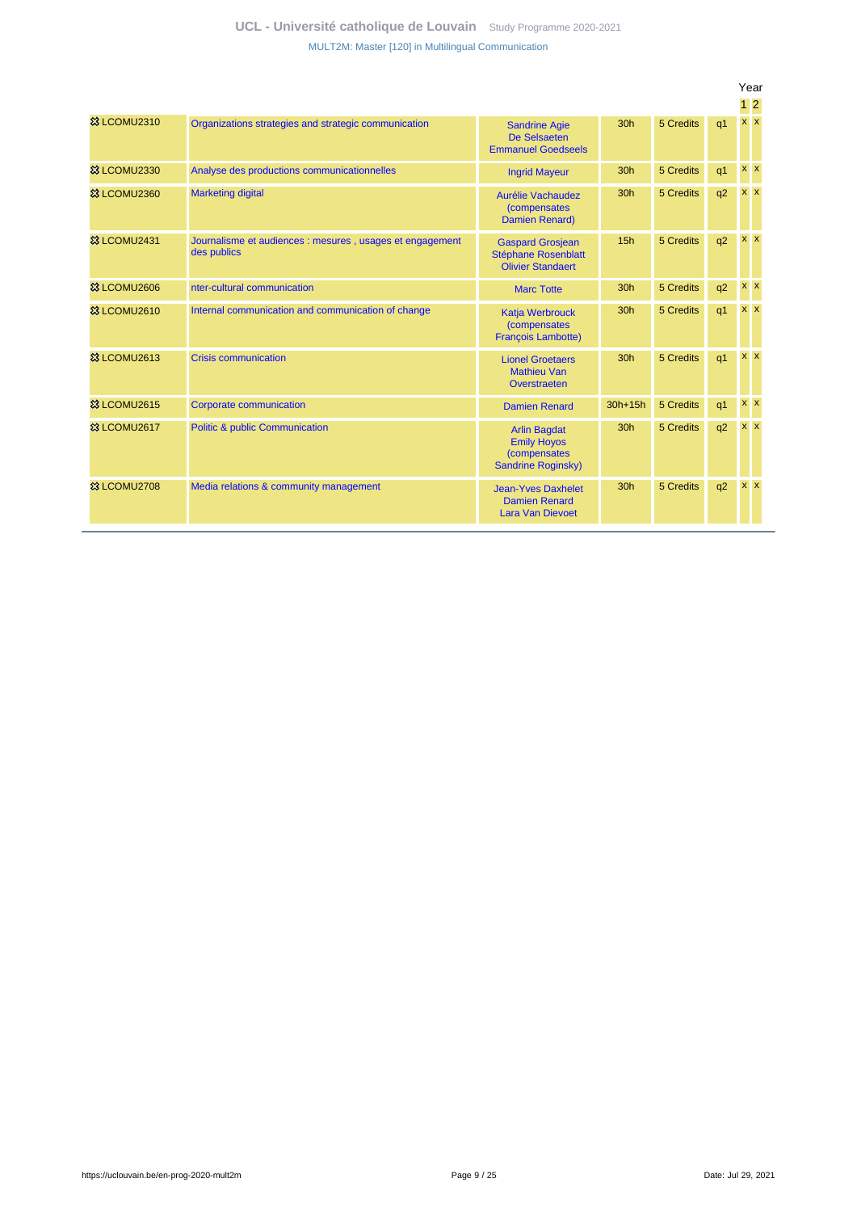| | | | | | | Year | |
|---|---|---|---|---|---|---|---|
| | | | | | | 1 | 2 |
| ✪ LCOMU2310 | Organizations strategies and strategic communication | Sandrine Agie De Selsaeten Emmanuel Goedseels | 30h | 5 Credits | q1 | x | x |
| ✪ LCOMU2330 | Analyse des productions communicationnelles | Ingrid Mayeur | 30h | 5 Credits | q1 | x | x |
| ✪ LCOMU2360 | Marketing digital | Aurélie Vachaudez (compensates Damien Renard) | 30h | 5 Credits | q2 | x | x |
| ✪ LCOMU2431 | Journalisme et audiences : mesures , usages et engagement des publics | Gaspard Grosjean Stéphane Rosenblatt Olivier Standaert | 15h | 5 Credits | q2 | x | x |
| ✪ LCOMU2606 | nter-cultural communication | Marc Totte | 30h | 5 Credits | q2 | x | x |
| ✪ LCOMU2610 | Internal communication and communication of change | Katja Werbrouck (compensates François Lambotte) | 30h | 5 Credits | q1 | x | x |
| ✪ LCOMU2613 | Crisis communication | Lionel Groetaers Mathieu Van Overstraeten | 30h | 5 Credits | q1 | x | x |
| ✪ LCOMU2615 | Corporate communication | Damien Renard | 30h+15h | 5 Credits | q1 | x | x |
| ✪ LCOMU2617 | Politic & public Communication | Arlin Bagdat Emily Hoyos (compensates Sandrine Roginsky) | 30h | 5 Credits | q2 | x | x |
| ✪ LCOMU2708 | Media relations & community management | Jean-Yves Daxhelet Damien Renard Lara Van Dievoet | 30h | 5 Credits | q2 | x | x |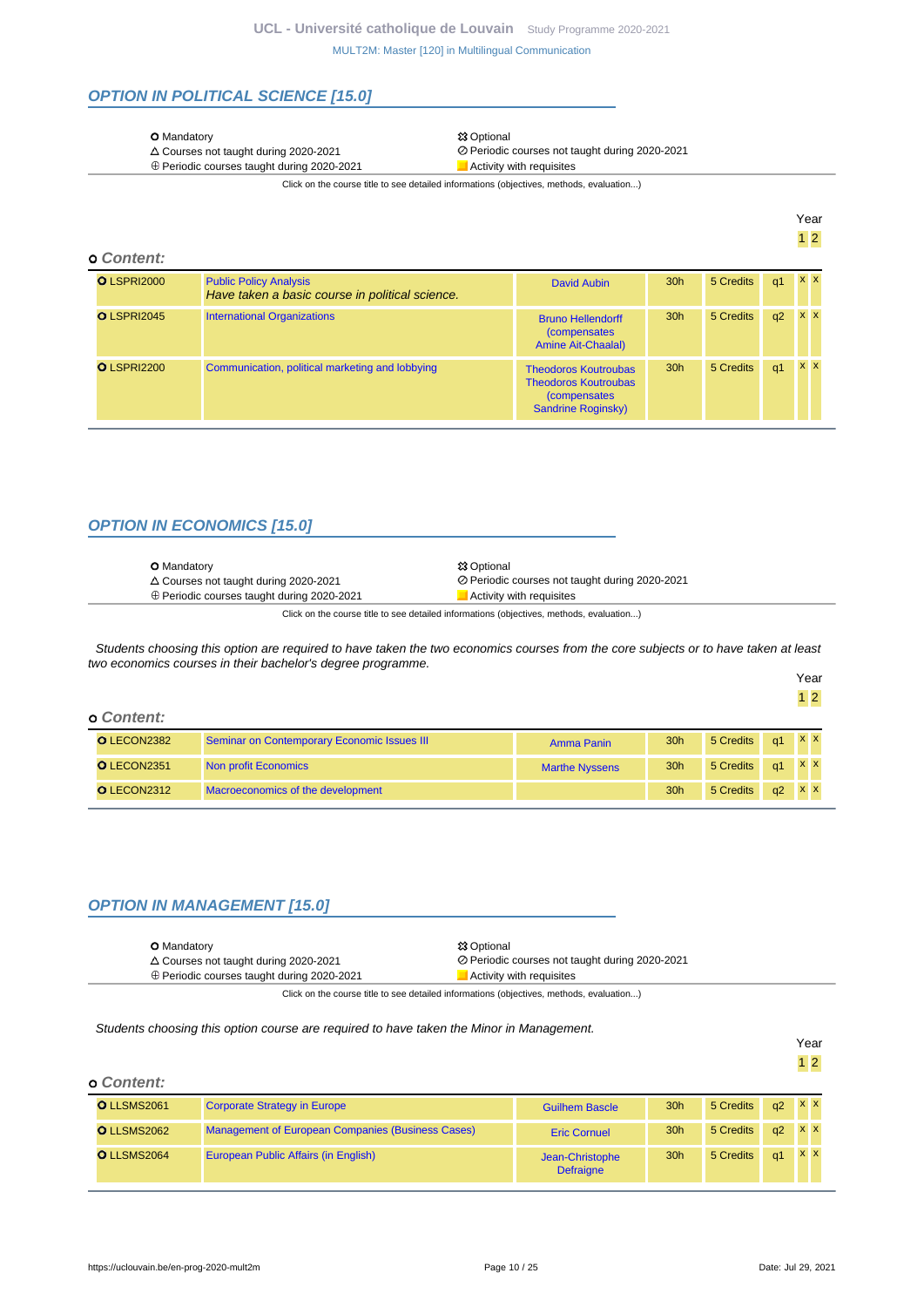## OPTION IN POLITICAL SCIENCE [15.0]

| | |
|---|---|
| ⭘ Mandatory | ⯐ Optional |
| △ Courses not taught during 2020-2021 | ⊘ Periodic courses not taught during 2020-2021 |
| ⊕ Periodic courses taught during 2020-2021 | Activity with requisites |

Click on the course title to see detailed informations (objectives, methods, evaluation...)

### Content:

| Code | Course | Teacher(s) | Hours | Credits | Quadrimester | Year 1 | Year 2 |
|---|---|---|---|---|---|---|---|
| ⭘ LSPRI2000 | Public Policy Analysis *Have taken a basic course in political science.* | David Aubin | 30h | 5 Credits | q1 | x | x |
| ⭘ LSPRI2045 | International Organizations | Bruno Hellendorff (compensates Amine Ait-Chaalal) | 30h | 5 Credits | q2 | x | x |
| ⭘ LSPRI2200 | Communication, political marketing and lobbying | Theodoros Koutroubas Theodoros Koutroubas (compensates Sandrine Roginsky) | 30h | 5 Credits | q1 | x | x |

## OPTION IN ECONOMICS [15.0]

| | |
|---|---|
| ⭘ Mandatory | ⯐ Optional |
| △ Courses not taught during 2020-2021 | ⊘ Periodic courses not taught during 2020-2021 |
| ⊕ Periodic courses taught during 2020-2021 | Activity with requisites |

Click on the course title to see detailed informations (objectives, methods, evaluation...)

*Students choosing this option are required to have taken the two economics courses from the core subjects or to have taken at least two economics courses in their bachelor's degree programme.*

### Content:

| Code | Course | Teacher(s) | Hours | Credits | Quadrimester | Year 1 | Year 2 |
|---|---|---|---|---|---|---|---|
| ⭘ LECON2382 | Seminar on Contemporary Economic Issues III | Amma Panin | 30h | 5 Credits | q1 | x | x |
| ⭘ LECON2351 | Non profit Economics | Marthe Nyssens | 30h | 5 Credits | q1 | x | x |
| ⭘ LECON2312 | Macroeconomics of the development | | 30h | 5 Credits | q2 | x | x |

## OPTION IN MANAGEMENT [15.0]

| | |
|---|---|
| ⭘ Mandatory | ⯐ Optional |
| △ Courses not taught during 2020-2021 | ⊘ Periodic courses not taught during 2020-2021 |
| ⊕ Periodic courses taught during 2020-2021 | Activity with requisites |

Click on the course title to see detailed informations (objectives, methods, evaluation...)

*Students choosing this option course are required to have taken the Minor in Management.*

### Content:

| Code | Course | Teacher(s) | Hours | Credits | Quadrimester | Year 1 | Year 2 |
|---|---|---|---|---|---|---|---|
| ⭘ LLSMS2061 | Corporate Strategy in Europe | Guilhem Bascle | 30h | 5 Credits | q2 | x | x |
| ⭘ LLSMS2062 | Management of European Companies (Business Cases) | Eric Cornuel | 30h | 5 Credits | q2 | x | x |
| ⭘ LLSMS2064 | European Public Affairs (in English) | Jean-Christophe Defraigne | 30h | 5 Credits | q1 | x | x |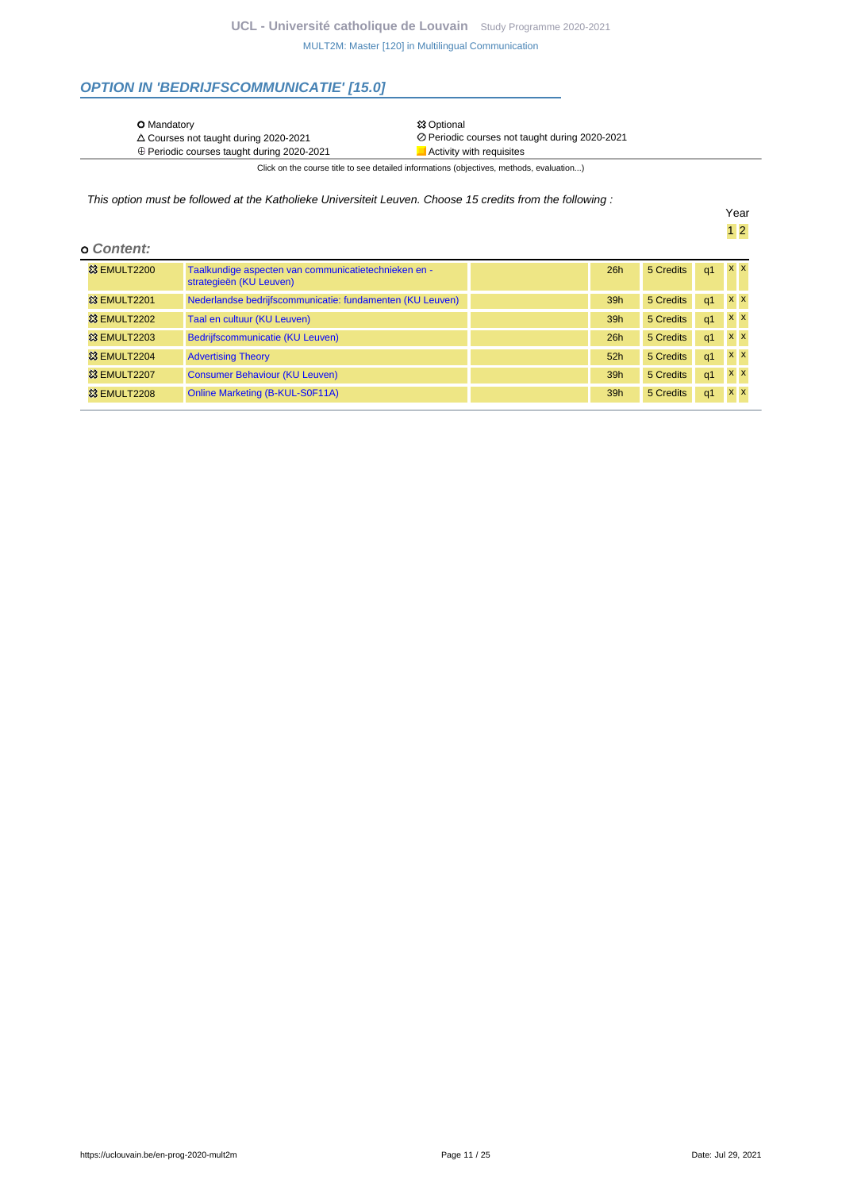## OPTION IN 'BEDRIJFSCOMMUNICATIE' [15.0]

| | |
|---|---|
| ⭘ Mandatory | ✿ Optional |
| △ Courses not taught during 2020-2021 | ⊘ Periodic courses not taught during 2020-2021 |
| ⊕ Periodic courses taught during 2020-2021 | ■ Activity with requisites |

Click on the course title to see detailed informations (objectives, methods, evaluation...)

*This option must be followed at the Katholieke Universiteit Leuven. Choose 15 credits from the following :*

**Content:**

| Code | Title | | Hours | Credits | Quarter | Year 1 | Year 2 |
|---|---|---|---|---|---|---|---|
| ✿ EMULT2200 | Taalkundige aspecten van communicatietechnieken en -strategieën (KU Leuven) | | 26h | 5 Credits | q1 | x | x |
| ✿ EMULT2201 | Nederlandse bedrijfscommunicatie: fundamenten (KU Leuven) | | 39h | 5 Credits | q1 | x | x |
| ✿ EMULT2202 | Taal en cultuur (KU Leuven) | | 39h | 5 Credits | q1 | x | x |
| ✿ EMULT2203 | Bedrijfscommunicatie (KU Leuven) | | 26h | 5 Credits | q1 | x | x |
| ✿ EMULT2204 | Advertising Theory | | 52h | 5 Credits | q1 | x | x |
| ✿ EMULT2207 | Consumer Behaviour (KU Leuven) | | 39h | 5 Credits | q1 | x | x |
| ✿ EMULT2208 | Online Marketing (B-KUL-S0F11A) | | 39h | 5 Credits | q1 | x | x |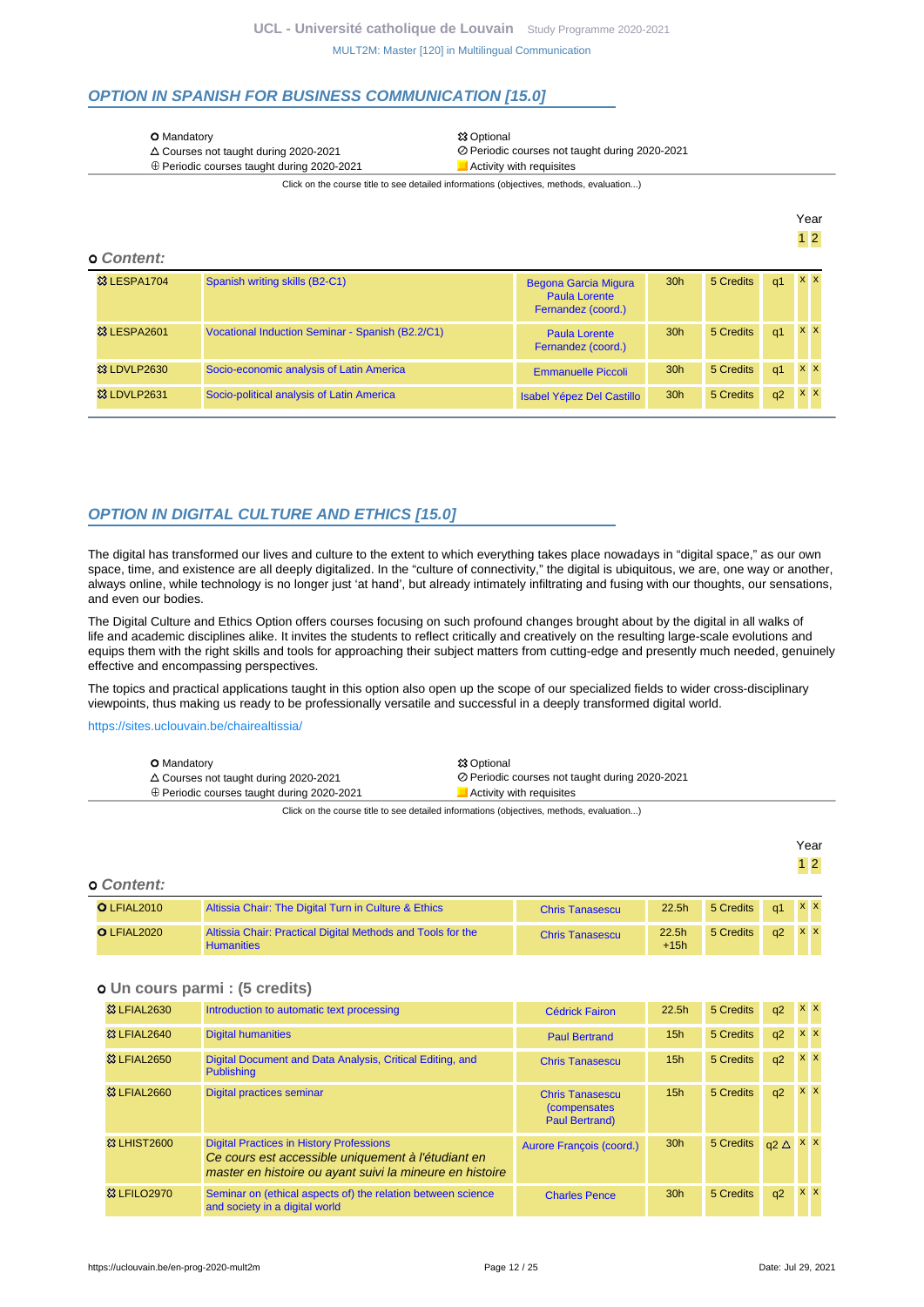## OPTION IN SPANISH FOR BUSINESS COMMUNICATION [15.0]

- Mandatory
- Optional
- △ Courses not taught during 2020-2021
- ⊘ Periodic courses not taught during 2020-2021
- ⊕ Periodic courses taught during 2020-2021
- Activity with requisites

Click on the course title to see detailed informations (objectives, methods, evaluation...)

### Content:

| Code | Title | Teacher(s) | Hours | Credits | Quadrimester | Year 1 | Year 2 |
|---|---|---|---|---|---|---|---|
| LESPA1704 | Spanish writing skills (B2-C1) | Begona Garcia Migura, Paula Lorente Fernandez (coord.) | 30h | 5 Credits | q1 | x | x |
| LESPA2601 | Vocational Induction Seminar - Spanish (B2.2/C1) | Paula Lorente Fernandez (coord.) | 30h | 5 Credits | q1 | x | x |
| LDVLP2630 | Socio-economic analysis of Latin America | Emmanuelle Piccoli | 30h | 5 Credits | q1 | x | x |
| LDVLP2631 | Socio-political analysis of Latin America | Isabel Yépez Del Castillo | 30h | 5 Credits | q2 | x | x |

## OPTION IN DIGITAL CULTURE AND ETHICS [15.0]

The digital has transformed our lives and culture to the extent to which everything takes place nowadays in "digital space," as our own space, time, and existence are all deeply digitalized. In the "culture of connectivity," the digital is ubiquitous, we are, one way or another, always online, while technology is no longer just 'at hand', but already intimately infiltrating and fusing with our thoughts, our sensations, and even our bodies.

The Digital Culture and Ethics Option offers courses focusing on such profound changes brought about by the digital in all walks of life and academic disciplines alike. It invites the students to reflect critically and creatively on the resulting large-scale evolutions and equips them with the right skills and tools for approaching their subject matters from cutting-edge and presently much needed, genuinely effective and encompassing perspectives.

The topics and practical applications taught in this option also open up the scope of our specialized fields to wider cross-disciplinary viewpoints, thus making us ready to be professionally versatile and successful in a deeply transformed digital world.

https://sites.uclouvain.be/chairealtissia/

- Mandatory
- Optional
- △ Courses not taught during 2020-2021
- ⊘ Periodic courses not taught during 2020-2021
- ⊕ Periodic courses taught during 2020-2021
- Activity with requisites

Click on the course title to see detailed informations (objectives, methods, evaluation...)

### Content:

| Code | Title | Teacher(s) | Hours | Credits | Quadrimester | Year 1 | Year 2 |
|---|---|---|---|---|---|---|---|
| LFIAL2010 (Mandatory) | Altissia Chair: The Digital Turn in Culture & Ethics | Chris Tanasescu | 22.5h | 5 Credits | q1 | x | x |
| LFIAL2020 (Mandatory) | Altissia Chair: Practical Digital Methods and Tools for the Humanities | Chris Tanasescu | 22.5h +15h | 5 Credits | q2 | x | x |

#### Un cours parmi : (5 credits)

| Code | Title | Teacher(s) | Hours | Credits | Quadrimester | Year 1 | Year 2 |
|---|---|---|---|---|---|---|---|
| LFIAL2630 | Introduction to automatic text processing | Cédrick Fairon | 22.5h | 5 Credits | q2 | x | x |
| LFIAL2640 | Digital humanities | Paul Bertrand | 15h | 5 Credits | q2 | x | x |
| LFIAL2650 | Digital Document and Data Analysis, Critical Editing, and Publishing | Chris Tanasescu | 15h | 5 Credits | q2 | x | x |
| LFIAL2660 | Digital practices seminar | Chris Tanasescu (compensates Paul Bertrand) | 15h | 5 Credits | q2 | x | x |
| LHIST2600 | Digital Practices in History Professions *Ce cours est accessible uniquement à l'étudiant en master en histoire ou ayant suivi la mineure en histoire* | Aurore François (coord.) | 30h | 5 Credits | q2 △ | x | x |
| LFILO2970 | Seminar on (ethical aspects of) the relation between science and society in a digital world | Charles Pence | 30h | 5 Credits | q2 | x | x |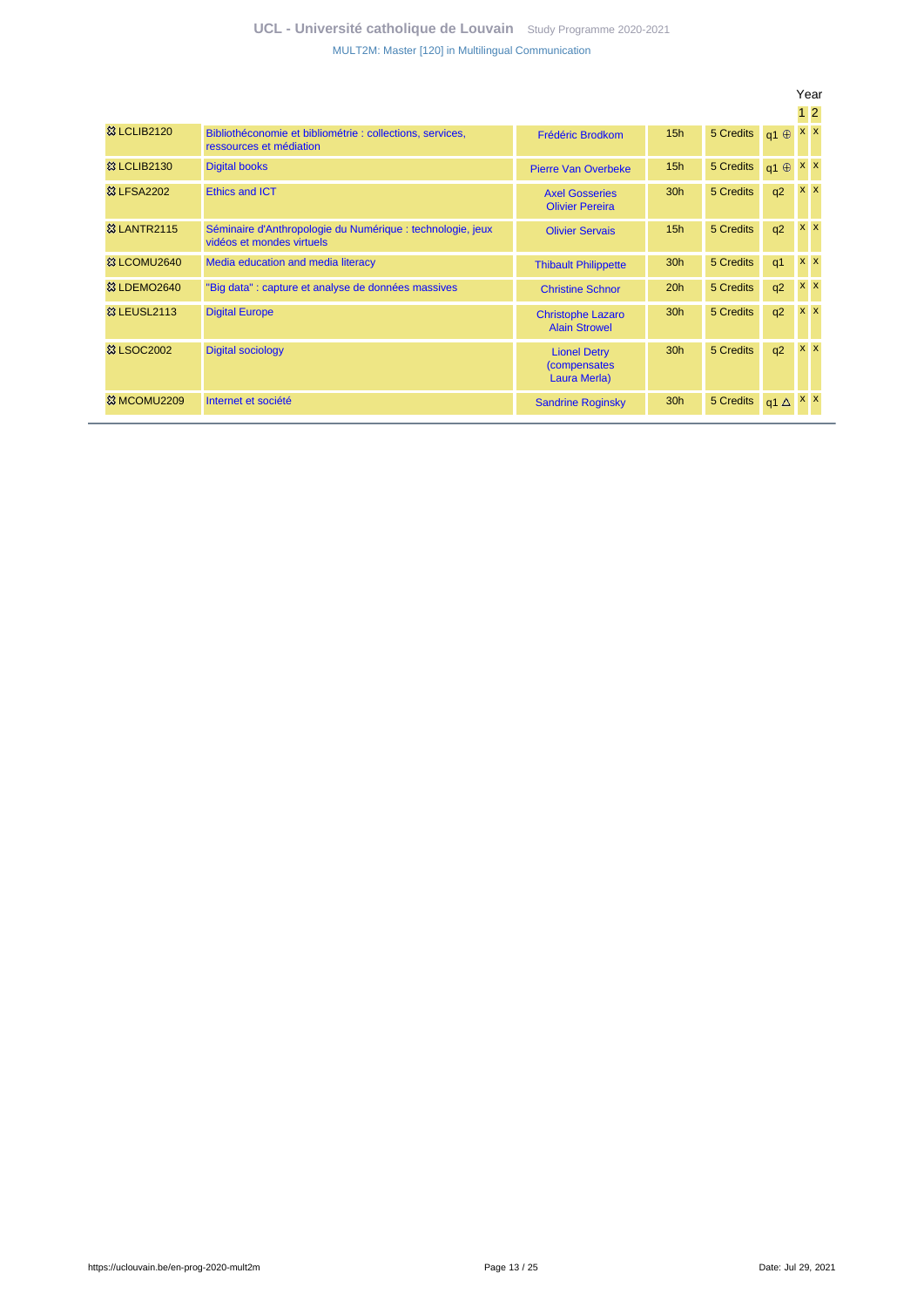| | | | | | | Year | |
|---|---|---|---|---|---|---|---|
| | | | | | | 1 | 2 |
| ✪ LCLIB2120 | Bibliothéconomie et bibliométrie : collections, services, ressources et médiation | Frédéric Brodkom | 15h | 5 Credits | q1 ⊕ | x | x |
| ✪ LCLIB2130 | Digital books | Pierre Van Overbeke | 15h | 5 Credits | q1 ⊕ | x | x |
| ✪ LFSA2202 | Ethics and ICT | Axel Gosseries<br>Olivier Pereira | 30h | 5 Credits | q2 | x | x |
| ✪ LANTR2115 | Séminaire d'Anthropologie du Numérique : technologie, jeux vidéos et mondes virtuels | Olivier Servais | 15h | 5 Credits | q2 | x | x |
| ✪ LCOMU2640 | Media education and media literacy | Thibault Philippette | 30h | 5 Credits | q1 | x | x |
| ✪ LDEMO2640 | "Big data" : capture et analyse de données massives | Christine Schnor | 20h | 5 Credits | q2 | x | x |
| ✪ LEUSL2113 | Digital Europe | Christophe Lazaro<br>Alain Strowel | 30h | 5 Credits | q2 | x | x |
| ✪ LSOC2002 | Digital sociology | Lionel Detry (compensates Laura Merla) | 30h | 5 Credits | q2 | x | x |
| ✪ MCOMU2209 | Internet et société | Sandrine Roginsky | 30h | 5 Credits | q1 △ | x | x |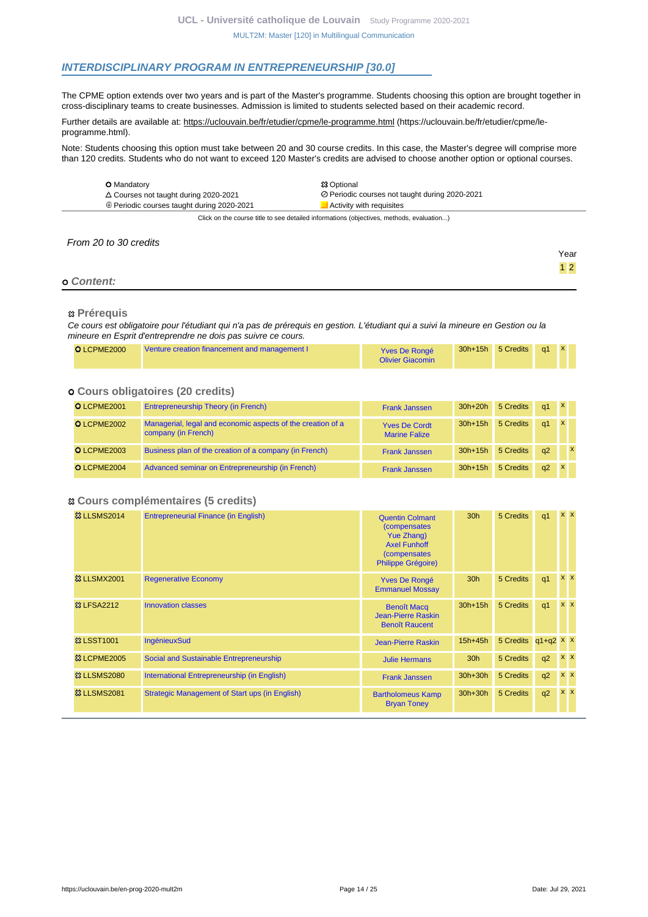## INTERDISCIPLINARY PROGRAM IN ENTREPRENEURSHIP [30.0]

The CPME option extends over two years and is part of the Master's programme. Students choosing this option are brought together in cross-disciplinary teams to create businesses. Admission is limited to students selected based on their academic record.

Further details are available at: https://uclouvain.be/fr/etudier/cpme/le-programme.html (https://uclouvain.be/fr/etudier/cpme/le-programme.html).

Note: Students choosing this option must take between 20 and 30 course credits. In this case, the Master's degree will comprise more than 120 credits. Students who do not want to exceed 120 Master's credits are advised to choose another option or optional courses.

| | |
|---|---|
| O Mandatory | ✿ Optional |
| △ Courses not taught during 2020-2021 | ⊘ Periodic courses not taught during 2020-2021 |
| ⊕ Periodic courses taught during 2020-2021 | Activity with requisites |

Click on the course title to see detailed informations (objectives, methods, evaluation...)

*From 20 to 30 credits*

### o Content:

#### ✿ Prérequis

*Ce cours est obligatoire pour l'étudiant qui n'a pas de prérequis en gestion. L'étudiant qui a suivi la mineure en Gestion ou la mineure en Esprit d'entreprendre ne dois pas suivre ce cours.*

| Code | Course | Teachers | Hours | Credits | Quad | Year 1 | Year 2 |
|---|---|---|---|---|---|---|---|
| O LCPME2000 | Venture creation financement and management I | Yves De Rongé, Olivier Giacomin | 30h+15h | 5 Credits | q1 | x | |

#### o Cours obligatoires (20 credits)

| Code | Course | Teachers | Hours | Credits | Quad | Year 1 | Year 2 |
|---|---|---|---|---|---|---|---|
| O LCPME2001 | Entrepreneurship Theory (in French) | Frank Janssen | 30h+20h | 5 Credits | q1 | x | |
| O LCPME2002 | Managerial, legal and economic aspects of the creation of a company (in French) | Yves De Cordt, Marine Falize | 30h+15h | 5 Credits | q1 | x | |
| O LCPME2003 | Business plan of the creation of a company (in French) | Frank Janssen | 30h+15h | 5 Credits | q2 | | x |
| O LCPME2004 | Advanced seminar on Entrepreneurship (in French) | Frank Janssen | 30h+15h | 5 Credits | q2 | x | |

#### ✿ Cours complémentaires (5 credits)

| Code | Course | Teachers | Hours | Credits | Quad | Year 1 | Year 2 |
|---|---|---|---|---|---|---|---|
| ✿ LLSMS2014 | Entrepreneurial Finance (in English) | Quentin Colmant (compensates Yue Zhang), Axel Funhoff (compensates Philippe Grégoire) | 30h | 5 Credits | q1 | x | x |
| ✿ LLSMX2001 | Regenerative Economy | Yves De Rongé, Emmanuel Mossay | 30h | 5 Credits | q1 | x | x |
| ✿ LFSA2212 | Innovation classes | Benoît Macq, Jean-Pierre Raskin, Benoît Raucent | 30h+15h | 5 Credits | q1 | x | x |
| ✿ LSST1001 | IngénieuxSud | Jean-Pierre Raskin | 15h+45h | 5 Credits | q1+q2 | x | x |
| ✿ LCPME2005 | Social and Sustainable Entrepreneurship | Julie Hermans | 30h | 5 Credits | q2 | x | x |
| ✿ LLSMS2080 | International Entrepreneurship (in English) | Frank Janssen | 30h+30h | 5 Credits | q2 | x | x |
| ✿ LLSMS2081 | Strategic Management of Start ups (in English) | Bartholomeus Kamp, Bryan Toney | 30h+30h | 5 Credits | q2 | x | x |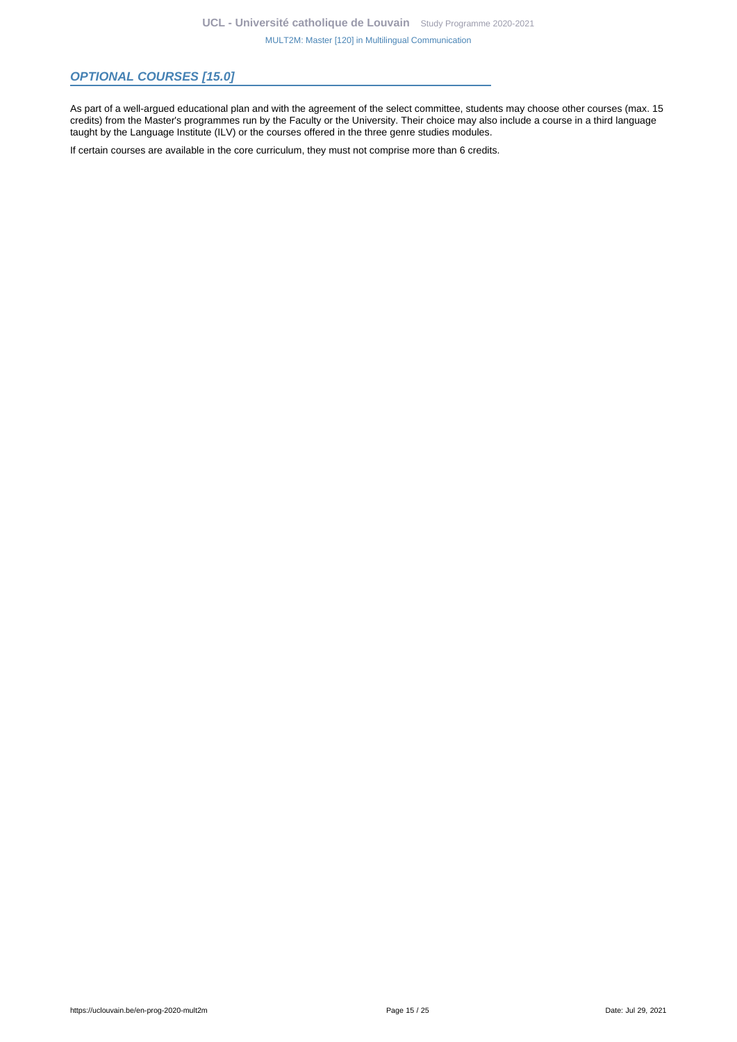## *OPTIONAL COURSES [15.0]*

As part of a well-argued educational plan and with the agreement of the select committee, students may choose other courses (max. 15 credits) from the Master's programmes run by the Faculty or the University. Their choice may also include a course in a third language taught by the Language Institute (ILV) or the courses offered in the three genre studies modules.

If certain courses are available in the core curriculum, they must not comprise more than 6 credits.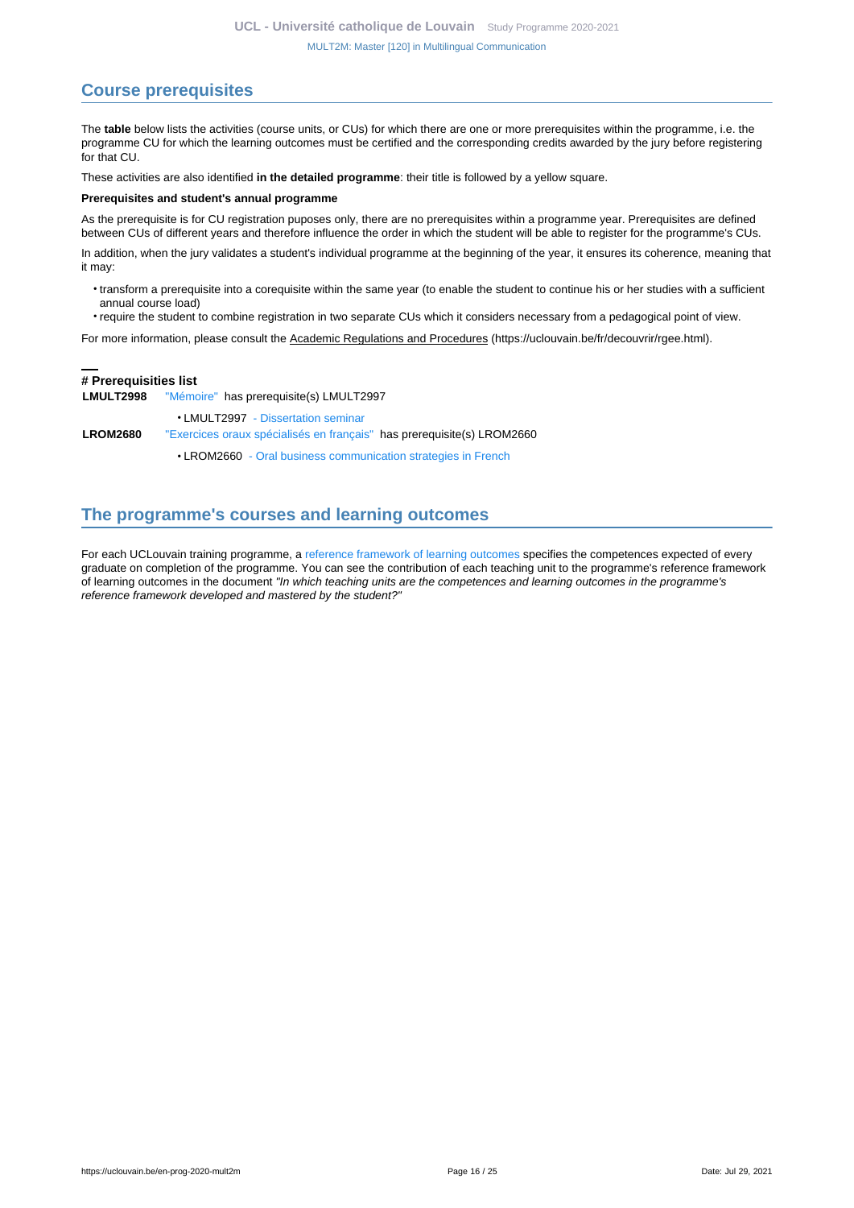## Course prerequisites

The **table** below lists the activities (course units, or CUs) for which there are one or more prerequisites within the programme, i.e. the programme CU for which the learning outcomes must be certified and the corresponding credits awarded by the jury before registering for that CU.

These activities are also identified **in the detailed programme**: their title is followed by a yellow square.

**Prerequisites and student's annual programme**

As the prerequisite is for CU registration puposes only, there are no prerequisites within a programme year. Prerequisites are defined between CUs of different years and therefore influence the order in which the student will be able to register for the programme's CUs.

In addition, when the jury validates a student's individual programme at the beginning of the year, it ensures its coherence, meaning that it may:

- transform a prerequisite into a corequisite within the same year (to enable the student to continue his or her studies with a sufficient annual course load)
- require the student to combine registration in two separate CUs which it considers necessary from a pedagogical point of view.

For more information, please consult the Academic Regulations and Procedures (https://uclouvain.be/fr/decouvrir/rgee.html).

**# Prerequisities list**

**LMULT2998** "Mémoire" has prerequisite(s) LMULT2997

- LMULT2997 - Dissertation seminar

**LROM2680** "Exercices oraux spécialisés en français" has prerequisite(s) LROM2660

- LROM2660 - Oral business communication strategies in French

## The programme's courses and learning outcomes

For each UCLouvain training programme, a reference framework of learning outcomes specifies the competences expected of every graduate on completion of the programme. You can see the contribution of each teaching unit to the programme's reference framework of learning outcomes in the document *"In which teaching units are the competences and learning outcomes in the programme's reference framework developed and mastered by the student?"*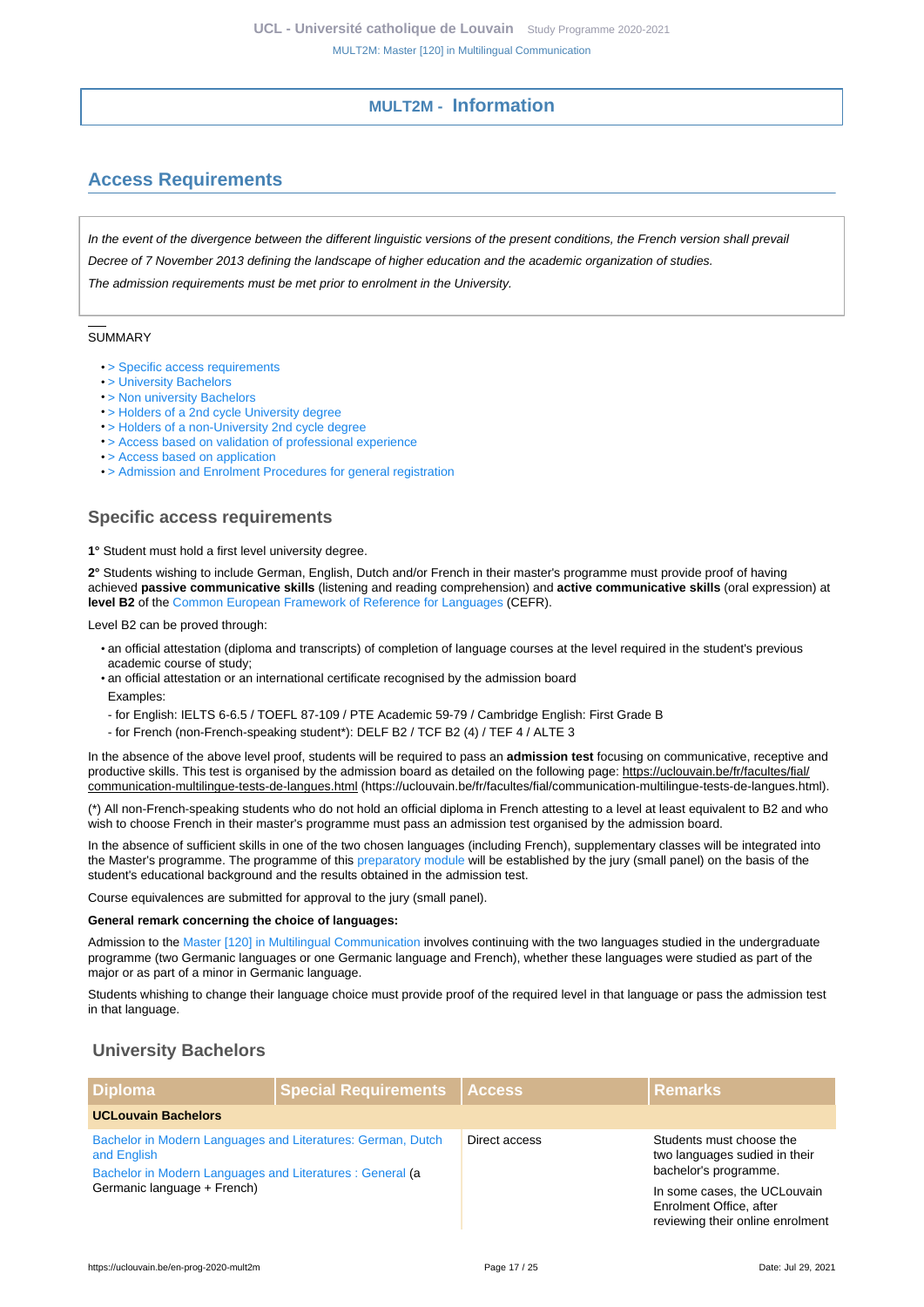## MULT2M - Information

## Access Requirements

*In the event of the divergence between the different linguistic versions of the present conditions, the French version shall prevail*

*Decree of 7 November 2013 defining the landscape of higher education and the academic organization of studies.*

*The admission requirements must be met prior to enrolment in the University.*

SUMMARY

- > Specific access requirements
- > University Bachelors
- > Non university Bachelors
- > Holders of a 2nd cycle University degree
- > Holders of a non-University 2nd cycle degree
- > Access based on validation of professional experience
- > Access based on application
- > Admission and Enrolment Procedures for general registration

### Specific access requirements

**1°** Student must hold a first level university degree.

**2°** Students wishing to include German, English, Dutch and/or French in their master's programme must provide proof of having achieved **passive communicative skills** (listening and reading comprehension) and **active communicative skills** (oral expression) at **level B2** of the Common European Framework of Reference for Languages (CEFR).

Level B2 can be proved through:

- an official attestation (diploma and transcripts) of completion of language courses at the level required in the student's previous academic course of study;
- an official attestation or an international certificate recognised by the admission board

  Examples:

  - for English: IELTS 6-6.5 / TOEFL 87-109 / PTE Academic 59-79 / Cambridge English: First Grade B
  - for French (non-French-speaking student*): DELF B2 / TCF B2 (4) / TEF 4 / ALTE 3

In the absence of the above level proof, students will be required to pass an **admission test** focusing on communicative, receptive and productive skills. This test is organised by the admission board as detailed on the following page: https://uclouvain.be/fr/facultes/fial/communication-multilingue-tests-de-langues.html (https://uclouvain.be/fr/facultes/fial/communication-multilingue-tests-de-langues.html).

(*) All non-French-speaking students who do not hold an official diploma in French attesting to a level at least equivalent to B2 and who wish to choose French in their master's programme must pass an admission test organised by the admission board.

In the absence of sufficient skills in one of the two chosen languages (including French), supplementary classes will be integrated into the Master's programme. The programme of this preparatory module will be established by the jury (small panel) on the basis of the student's educational background and the results obtained in the admission test.

Course equivalences are submitted for approval to the jury (small panel).

**General remark concerning the choice of languages:**

Admission to the Master [120] in Multilingual Communication involves continuing with the two languages studied in the undergraduate programme (two Germanic languages or one Germanic language and French), whether these languages were studied as part of the major or as part of a minor in Germanic language.

Students whishing to change their language choice must provide proof of the required level in that language or pass the admission test in that language.

### University Bachelors

| Diploma | Special Requirements | Access | Remarks |
|---|---|---|---|
| **UCLouvain Bachelors** | | | |
| Bachelor in Modern Languages and Literatures: German, Dutch and English<br>Bachelor in Modern Languages and Literatures : General (a Germanic language + French) | | Direct access | Students must choose the two languages sudied in their bachelor's programme.<br>In some cases, the UCLouvain Enrolment Office, after reviewing their online enrolment |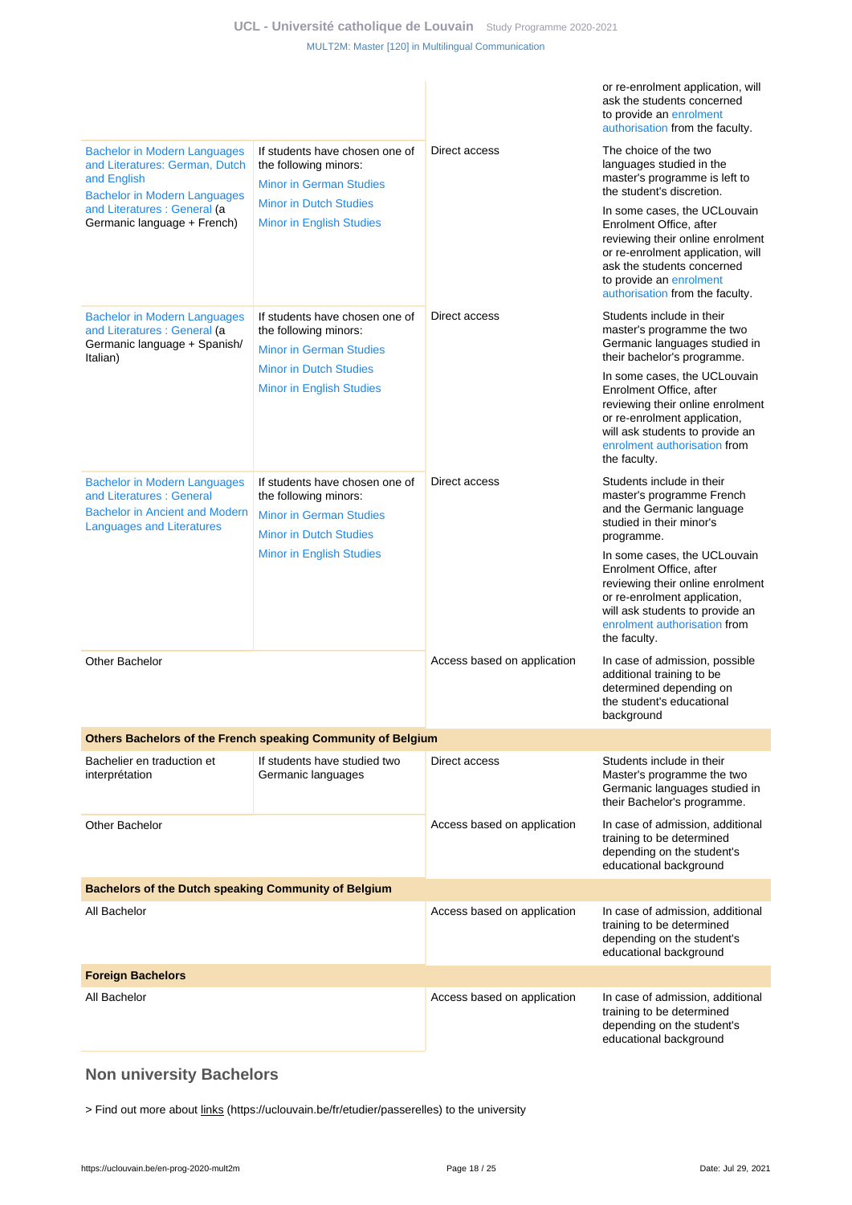| | | | |
|---|---|---|---|
| | | | or re-enrolment application, will ask the students concerned to provide an enrolment authorisation from the faculty. |
| Bachelor in Modern Languages and Literatures: German, Dutch and English<br>Bachelor in Modern Languages and Literatures : General (a Germanic language + French) | If students have chosen one of the following minors:<br>Minor in German Studies<br>Minor in Dutch Studies<br>Minor in English Studies | Direct access | The choice of the two languages studied in the master's programme is left to the student's discretion.<br>In some cases, the UCLouvain Enrolment Office, after reviewing their online enrolment or re-enrolment application, will ask the students concerned to provide an enrolment authorisation from the faculty. |
| Bachelor in Modern Languages and Literatures : General (a Germanic language + Spanish/ Italian) | If students have chosen one of the following minors:<br>Minor in German Studies<br>Minor in Dutch Studies<br>Minor in English Studies | Direct access | Students include in their master's programme the two Germanic languages studied in their bachelor's programme.<br>In some cases, the UCLouvain Enrolment Office, after reviewing their online enrolment or re-enrolment application, will ask students to provide an enrolment authorisation from the faculty. |
| Bachelor in Modern Languages and Literatures : General<br>Bachelor in Ancient and Modern Languages and Literatures | If students have chosen one of the following minors:<br>Minor in German Studies<br>Minor in Dutch Studies<br>Minor in English Studies | Direct access | Students include in their master's programme French and the Germanic language studied in their minor's programme.<br>In some cases, the UCLouvain Enrolment Office, after reviewing their online enrolment or re-enrolment application, will ask students to provide an enrolment authorisation from the faculty. |
| Other Bachelor | | Access based on application | In case of admission, possible additional training to be determined depending on the student's educational background |
| **Others Bachelors of the French speaking Community of Belgium** | | | |
| Bachelier en traduction et interprétation | If students have studied two Germanic languages | Direct access | Students include in their Master's programme the two Germanic languages studied in their Bachelor's programme. |
| Other Bachelor | | Access based on application | In case of admission, additional training to be determined depending on the student's educational background |
| **Bachelors of the Dutch speaking Community of Belgium** | | | |
| All Bachelor | | Access based on application | In case of admission, additional training to be determined depending on the student's educational background |
| **Foreign Bachelors** | | | |
| All Bachelor | | Access based on application | In case of admission, additional training to be determined depending on the student's educational background |

## Non university Bachelors

> Find out more about links (https://uclouvain.be/fr/etudier/passerelles) to the university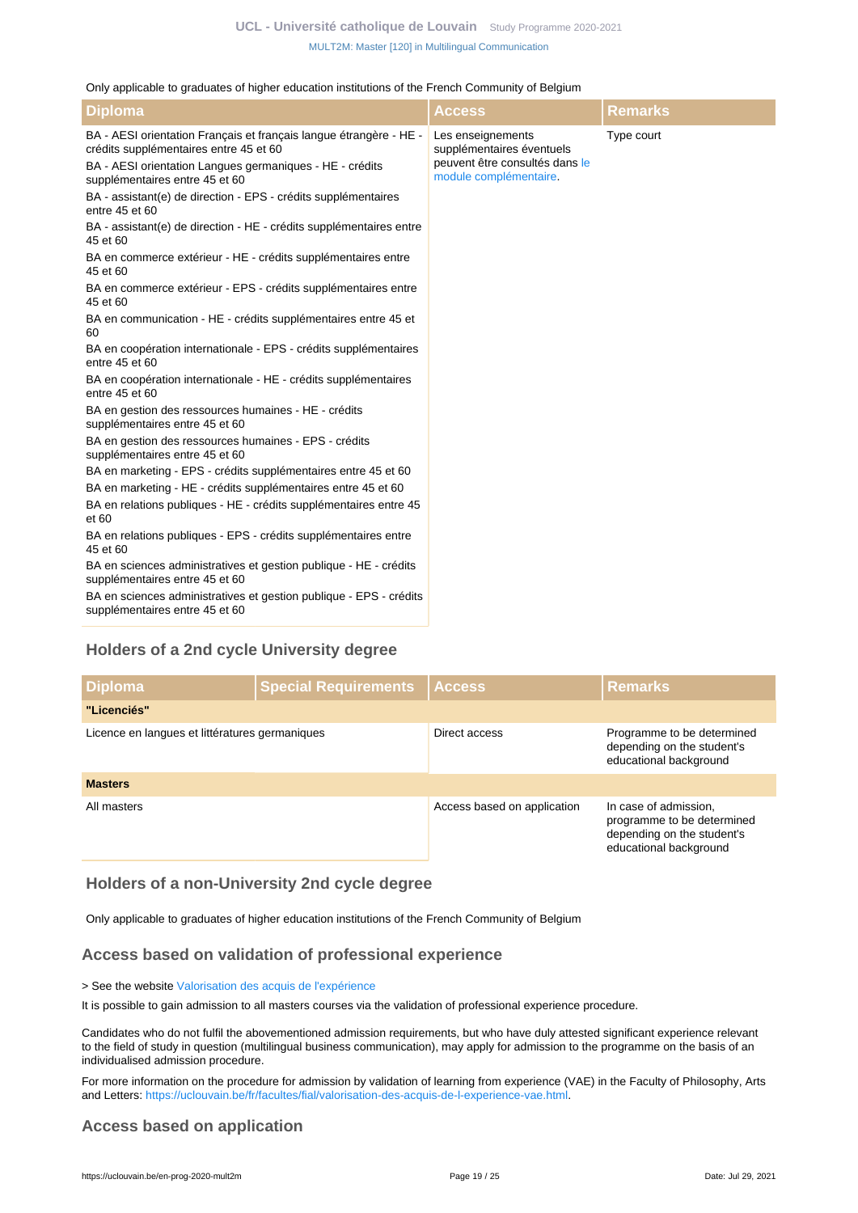Only applicable to graduates of higher education institutions of the French Community of Belgium

| Diploma | Access | Remarks |
|---|---|---|
| BA - AESI orientation Français et français langue étrangère - HE - crédits supplémentaires entre 45 et 60<br>BA - AESI orientation Langues germaniques - HE - crédits supplémentaires entre 45 et 60<br>BA - assistant(e) de direction - EPS - crédits supplémentaires entre 45 et 60<br>BA - assistant(e) de direction - HE - crédits supplémentaires entre 45 et 60<br>BA en commerce extérieur - HE - crédits supplémentaires entre 45 et 60<br>BA en commerce extérieur - EPS - crédits supplémentaires entre 45 et 60<br>BA en communication - HE - crédits supplémentaires entre 45 et 60<br>BA en coopération internationale - EPS - crédits supplémentaires entre 45 et 60<br>BA en coopération internationale - HE - crédits supplémentaires entre 45 et 60<br>BA en gestion des ressources humaines - HE - crédits supplémentaires entre 45 et 60<br>BA en gestion des ressources humaines - EPS - crédits supplémentaires entre 45 et 60<br>BA en marketing - EPS - crédits supplémentaires entre 45 et 60<br>BA en marketing - HE - crédits supplémentaires entre 45 et 60<br>BA en relations publiques - HE - crédits supplémentaires entre 45 et 60<br>BA en relations publiques - EPS - crédits supplémentaires entre 45 et 60<br>BA en sciences administratives et gestion publique - HE - crédits supplémentaires entre 45 et 60<br>BA en sciences administratives et gestion publique - EPS - crédits supplémentaires entre 45 et 60 | Les enseignements supplémentaires éventuels peuvent être consultés dans le module complémentaire. | Type court |

## Holders of a 2nd cycle University degree

| Diploma | Special Requirements | Access | Remarks |
|---|---|---|---|
| **"Licenciés"** | | | |
| Licence en langues et littératures germaniques | | Direct access | Programme to be determined depending on the student's educational background |
| **Masters** | | | |
| All masters | | Access based on application | In case of admission, programme to be determined depending on the student's educational background |

## Holders of a non-University 2nd cycle degree

Only applicable to graduates of higher education institutions of the French Community of Belgium

## Access based on validation of professional experience

> See the website Valorisation des acquis de l'expérience

It is possible to gain admission to all masters courses via the validation of professional experience procedure.

Candidates who do not fulfil the abovementioned admission requirements, but who have duly attested significant experience relevant to the field of study in question (multilingual business communication), may apply for admission to the programme on the basis of an individualised admission procedure.

For more information on the procedure for admission by validation of learning from experience (VAE) in the Faculty of Philosophy, Arts and Letters: https://uclouvain.be/fr/facultes/fial/valorisation-des-acquis-de-l-experience-vae.html.

## Access based on application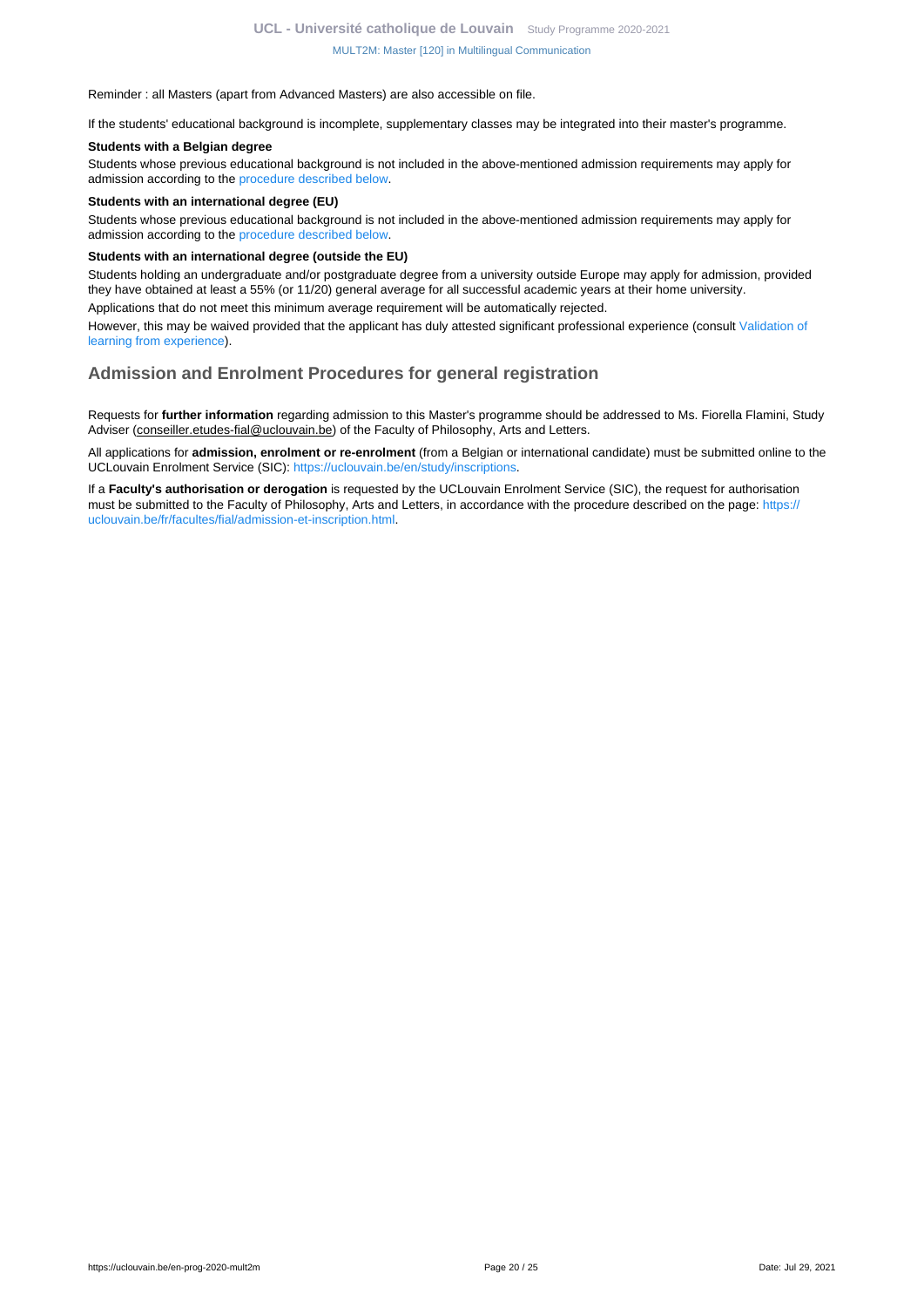Reminder : all Masters (apart from Advanced Masters) are also accessible on file.

If the students' educational background is incomplete, supplementary classes may be integrated into their master's programme.

**Students with a Belgian degree**

Students whose previous educational background is not included in the above-mentioned admission requirements may apply for admission according to the procedure described below.

**Students with an international degree (EU)**

Students whose previous educational background is not included in the above-mentioned admission requirements may apply for admission according to the procedure described below.

**Students with an international degree (outside the EU)**

Students holding an undergraduate and/or postgraduate degree from a university outside Europe may apply for admission, provided they have obtained at least a 55% (or 11/20) general average for all successful academic years at their home university.

Applications that do not meet this minimum average requirement will be automatically rejected.

However, this may be waived provided that the applicant has duly attested significant professional experience (consult Validation of learning from experience).

## Admission and Enrolment Procedures for general registration

Requests for **further information** regarding admission to this Master's programme should be addressed to Ms. Fiorella Flamini, Study Adviser (conseiller.etudes-fial@uclouvain.be) of the Faculty of Philosophy, Arts and Letters.

All applications for **admission, enrolment or re-enrolment** (from a Belgian or international candidate) must be submitted online to the UCLouvain Enrolment Service (SIC): https://uclouvain.be/en/study/inscriptions.

If a **Faculty's authorisation or derogation** is requested by the UCLouvain Enrolment Service (SIC), the request for authorisation must be submitted to the Faculty of Philosophy, Arts and Letters, in accordance with the procedure described on the page: https://uclouvain.be/fr/facultes/fial/admission-et-inscription.html.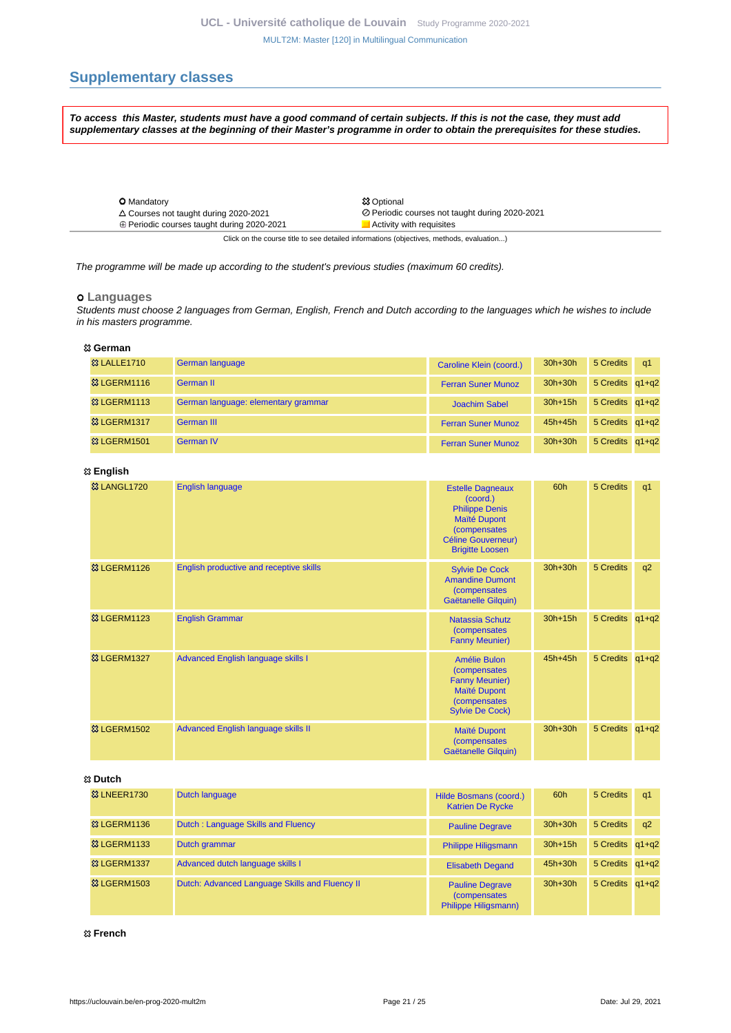## Supplementary classes

***To access this Master, students must have a good command of certain subjects. If this is not the case, they must add supplementary classes at the beginning of their Master's programme in order to obtain the prerequisites for these studies.***

| | |
|---|---|
| ⭘ Mandatory | 🞿 Optional |
| △ Courses not taught during 2020-2021 | ⊘ Periodic courses not taught during 2020-2021 |
| ⊕ Periodic courses taught during 2020-2021 | Activity with requisites |

Click on the course title to see detailed informations (objectives, methods, evaluation...)

*The programme will be made up according to the student's previous studies (maximum 60 credits).*

### ⭘ Languages

*Students must choose 2 languages from German, English, French and Dutch according to the languages which he wishes to include in his masters programme.*

#### 🞿 German

| Code | Title | Teachers | Hours | Credits | Quad. |
|---|---|---|---|---|---|
| 🞿 LALLE1710 | German language | Caroline Klein (coord.) | 30h+30h | 5 Credits | q1 |
| 🞿 LGERM1116 | German II | Ferran Suner Munoz | 30h+30h | 5 Credits | q1+q2 |
| 🞿 LGERM1113 | German language: elementary grammar | Joachim Sabel | 30h+15h | 5 Credits | q1+q2 |
| 🞿 LGERM1317 | German III | Ferran Suner Munoz | 45h+45h | 5 Credits | q1+q2 |
| 🞿 LGERM1501 | German IV | Ferran Suner Munoz | 30h+30h | 5 Credits | q1+q2 |

#### 🞿 English

| Code | Title | Teachers | Hours | Credits | Quad. |
|---|---|---|---|---|---|
| 🞿 LANGL1720 | English language | Estelle Dagneaux (coord.) Philippe Denis Maïté Dupont (compensates Céline Gouverneur) Brigitte Loosen | 60h | 5 Credits | q1 |
| 🞿 LGERM1126 | English productive and receptive skills | Sylvie De Cock Amandine Dumont (compensates Gaëtanelle Gilquin) | 30h+30h | 5 Credits | q2 |
| 🞿 LGERM1123 | English Grammar | Natassia Schutz (compensates Fanny Meunier) | 30h+15h | 5 Credits | q1+q2 |
| 🞿 LGERM1327 | Advanced English language skills I | Amélie Bulon (compensates Fanny Meunier) Maïté Dupont (compensates Sylvie De Cock) | 45h+45h | 5 Credits | q1+q2 |
| 🞿 LGERM1502 | Advanced English language skills II | Maïté Dupont (compensates Gaëtanelle Gilquin) | 30h+30h | 5 Credits | q1+q2 |

#### 🞿 Dutch

| Code | Title | Teachers | Hours | Credits | Quad. |
|---|---|---|---|---|---|
| 🞿 LNEER1730 | Dutch language | Hilde Bosmans (coord.) Katrien De Rycke | 60h | 5 Credits | q1 |
| 🞿 LGERM1136 | Dutch : Language Skills and Fluency | Pauline Degrave | 30h+30h | 5 Credits | q2 |
| 🞿 LGERM1133 | Dutch grammar | Philippe Hiligsmann | 30h+15h | 5 Credits | q1+q2 |
| 🞿 LGERM1337 | Advanced dutch language skills I | Elisabeth Degand | 45h+30h | 5 Credits | q1+q2 |
| 🞿 LGERM1503 | Dutch: Advanced Language Skills and Fluency II | Pauline Degrave (compensates Philippe Hiligsmann) | 30h+30h | 5 Credits | q1+q2 |

#### 🞿 French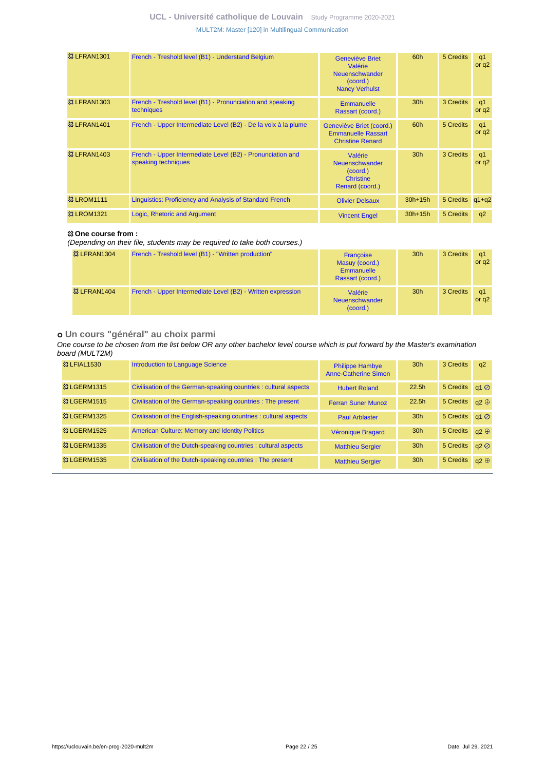| Code | Title | Teachers | Hours | Credits | Quadrimester |
|---|---|---|---|---|---|
| 🔀 LFRAN1301 | French - Treshold level (B1) - Understand Belgium | Geneviève Briet Valérie Neuenschwander (coord.) Nancy Verhulst | 60h | 5 Credits | q1 or q2 |
| 🔀 LFRAN1303 | French - Treshold level (B1) - Pronunciation and speaking techniques | Emmanuelle Rassart (coord.) | 30h | 3 Credits | q1 or q2 |
| 🔀 LFRAN1401 | French - Upper Intermediate Level (B2) - De la voix à la plume | Geneviève Briet (coord.) Emmanuelle Rassart Christine Renard | 60h | 5 Credits | q1 or q2 |
| 🔀 LFRAN1403 | French - Upper Intermediate Level (B2) - Pronunciation and speaking techniques | Valérie Neuenschwander (coord.) Christine Renard (coord.) | 30h | 3 Credits | q1 or q2 |
| 🔀 LROM1111 | Linguistics: Proficiency and Analysis of Standard French | Olivier Delsaux | 30h+15h | 5 Credits | q1+q2 |
| 🔀 LROM1321 | Logic, Rhetoric and Argument | Vincent Engel | 30h+15h | 5 Credits | q2 |

🔀 **One course from :**

*(Depending on their file, students may be required to take both courses.)*

| Code | Title | Teachers | Hours | Credits | Quadrimester |
|---|---|---|---|---|---|
| 🔀 LFRAN1304 | French - Treshold level (B1) - "Written production" | Françoise Masuy (coord.) Emmanuelle Rassart (coord.) | 30h | 3 Credits | q1 or q2 |
| 🔀 LFRAN1404 | French - Upper Intermediate Level (B2) - Written expression | Valérie Neuenschwander (coord.) | 30h | 3 Credits | q1 or q2 |

### Un cours "général" au choix parmi

*One course to be chosen from the list below OR any other bachelor level course which is put forward by the Master's examination board (MULT2M)*

| Code | Title | Teachers | Hours | Credits | Quadrimester |
|---|---|---|---|---|---|
| 🔀 LFIAL1530 | Introduction to Language Science | Philippe Hambye Anne-Catherine Simon | 30h | 3 Credits | q2 |
| 🔀 LGERM1315 | Civilisation of the German-speaking countries : cultural aspects | Hubert Roland | 22.5h | 5 Credits | q1 ⊘ |
| 🔀 LGERM1515 | Civilisation of the German-speaking countries : The present | Ferran Suner Munoz | 22.5h | 5 Credits | q2 ⊕ |
| 🔀 LGERM1325 | Civilisation of the English-speaking countries : cultural aspects | Paul Arblaster | 30h | 5 Credits | q1 ⊘ |
| 🔀 LGERM1525 | American Culture: Memory and Identity Politics | Véronique Bragard | 30h | 5 Credits | q2 ⊕ |
| 🔀 LGERM1335 | Civilisation of the Dutch-speaking countries : cultural aspects | Matthieu Sergier | 30h | 5 Credits | q2 ⊘ |
| 🔀 LGERM1535 | Civilisation of the Dutch-speaking countries : The present | Matthieu Sergier | 30h | 5 Credits | q2 ⊕ |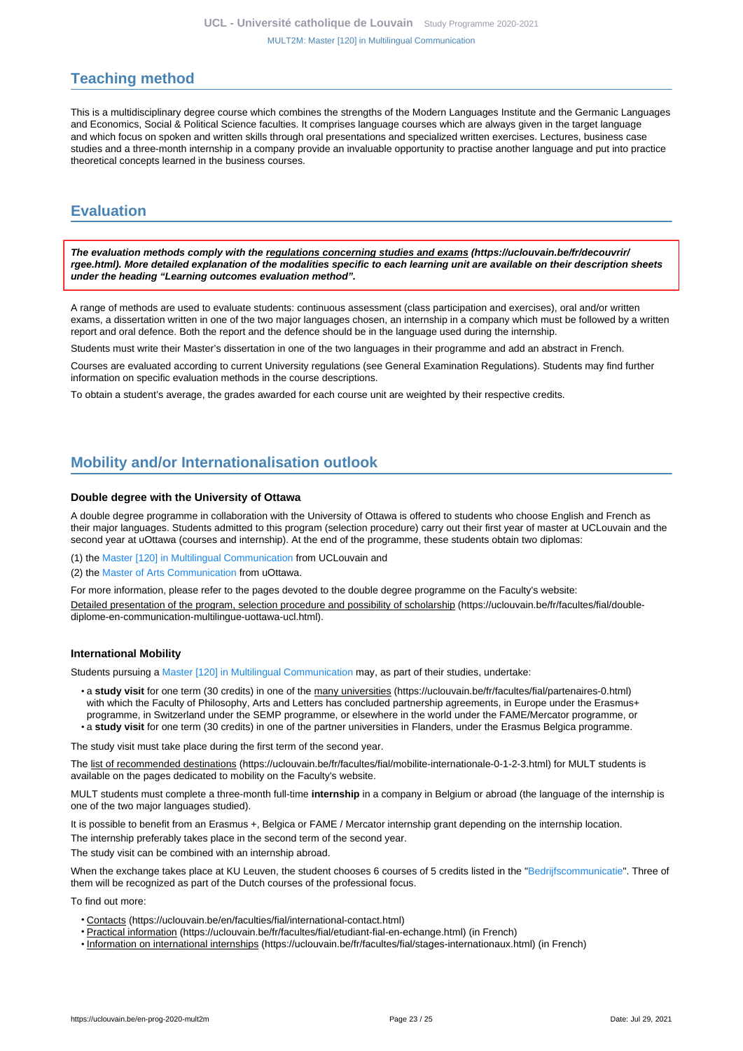## Teaching method

This is a multidisciplinary degree course which combines the strengths of the Modern Languages Institute and the Germanic Languages and Economics, Social & Political Science faculties. It comprises language courses which are always given in the target language and which focus on spoken and written skills through oral presentations and specialized written exercises. Lectures, business case studies and a three-month internship in a company provide an invaluable opportunity to practise another language and put into practice theoretical concepts learned in the business courses.

## Evaluation

***The evaluation methods comply with the regulations concerning studies and exams (https://uclouvain.be/fr/decouvrir/rgee.html). More detailed explanation of the modalities specific to each learning unit are available on their description sheets under the heading "Learning outcomes evaluation method".***

A range of methods are used to evaluate students: continuous assessment (class participation and exercises), oral and/or written exams, a dissertation written in one of the two major languages chosen, an internship in a company which must be followed by a written report and oral defence. Both the report and the defence should be in the language used during the internship.

Students must write their Master's dissertation in one of the two languages in their programme and add an abstract in French.

Courses are evaluated according to current University regulations (see General Examination Regulations). Students may find further information on specific evaluation methods in the course descriptions.

To obtain a student's average, the grades awarded for each course unit are weighted by their respective credits.

## Mobility and/or Internationalisation outlook

### Double degree with the University of Ottawa

A double degree programme in collaboration with the University of Ottawa is offered to students who choose English and French as their major languages. Students admitted to this program (selection procedure) carry out their first year of master at UCLouvain and the second year at uOttawa (courses and internship). At the end of the programme, these students obtain two diplomas:

(1) the Master [120] in Multilingual Communication from UCLouvain and

(2) the Master of Arts Communication from uOttawa.

For more information, please refer to the pages devoted to the double degree programme on the Faculty's website:

Detailed presentation of the program, selection procedure and possibility of scholarship (https://uclouvain.be/fr/facultes/fial/double-diplome-en-communication-multilingue-uottawa-ucl.html).

### International Mobility

Students pursuing a Master [120] in Multilingual Communication may, as part of their studies, undertake:

- a **study visit** for one term (30 credits) in one of the many universities (https://uclouvain.be/fr/facultes/fial/partenaires-0.html) with which the Faculty of Philosophy, Arts and Letters has concluded partnership agreements, in Europe under the Erasmus+ programme, in Switzerland under the SEMP programme, or elsewhere in the world under the FAME/Mercator programme, or
- a **study visit** for one term (30 credits) in one of the partner universities in Flanders, under the Erasmus Belgica programme.

The study visit must take place during the first term of the second year.

The list of recommended destinations (https://uclouvain.be/fr/facultes/fial/mobilite-internationale-0-1-2-3.html) for MULT students is available on the pages dedicated to mobility on the Faculty's website.

MULT students must complete a three-month full-time **internship** in a company in Belgium or abroad (the language of the internship is one of the two major languages studied).

It is possible to benefit from an Erasmus +, Belgica or FAME / Mercator internship grant depending on the internship location.

The internship preferably takes place in the second term of the second year.

The study visit can be combined with an internship abroad.

When the exchange takes place at KU Leuven, the student chooses 6 courses of 5 credits listed in the "Bedrijfscommunicatie". Three of them will be recognized as part of the Dutch courses of the professional focus.

To find out more:

- Contacts (https://uclouvain.be/en/faculties/fial/international-contact.html)
- Practical information (https://uclouvain.be/fr/facultes/fial/etudiant-fial-en-echange.html) (in French)
- Information on international internships (https://uclouvain.be/fr/facultes/fial/stages-internationaux.html) (in French)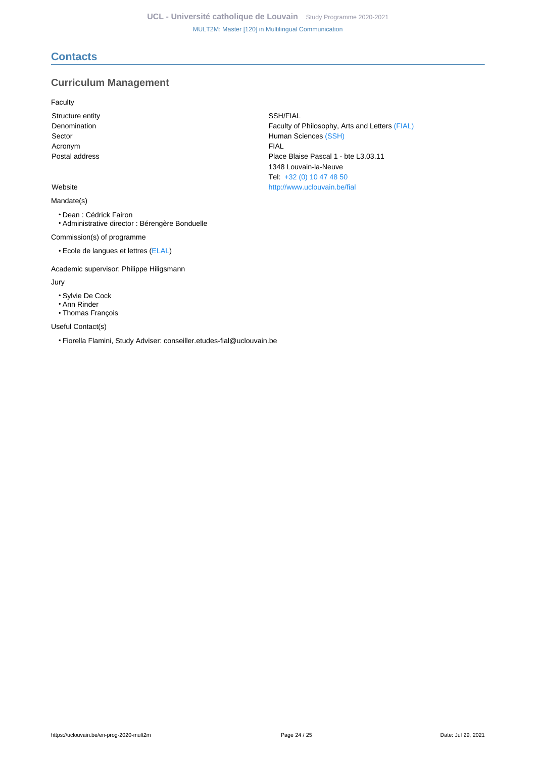## Contacts

### Curriculum Management

Faculty

| | |
|---|---|
| Structure entity | SSH/FIAL |
| Denomination | Faculty of Philosophy, Arts and Letters (FIAL) |
| Sector | Human Sciences (SSH) |
| Acronym | FIAL |
| Postal address | Place Blaise Pascal 1 - bte L3.03.11<br>1348 Louvain-la-Neuve<br>Tel: +32 (0) 10 47 48 50 |
| Website | http://www.uclouvain.be/fial |

Mandate(s)

- Dean : Cédrick Fairon
- Administrative director : Bérengère Bonduelle

Commission(s) of programme

- Ecole de langues et lettres (ELAL)

Academic supervisor: Philippe Hiligsmann

Jury

- Sylvie De Cock
- Ann Rinder
- Thomas François

Useful Contact(s)

- Fiorella Flamini, Study Adviser: conseiller.etudes-fial@uclouvain.be